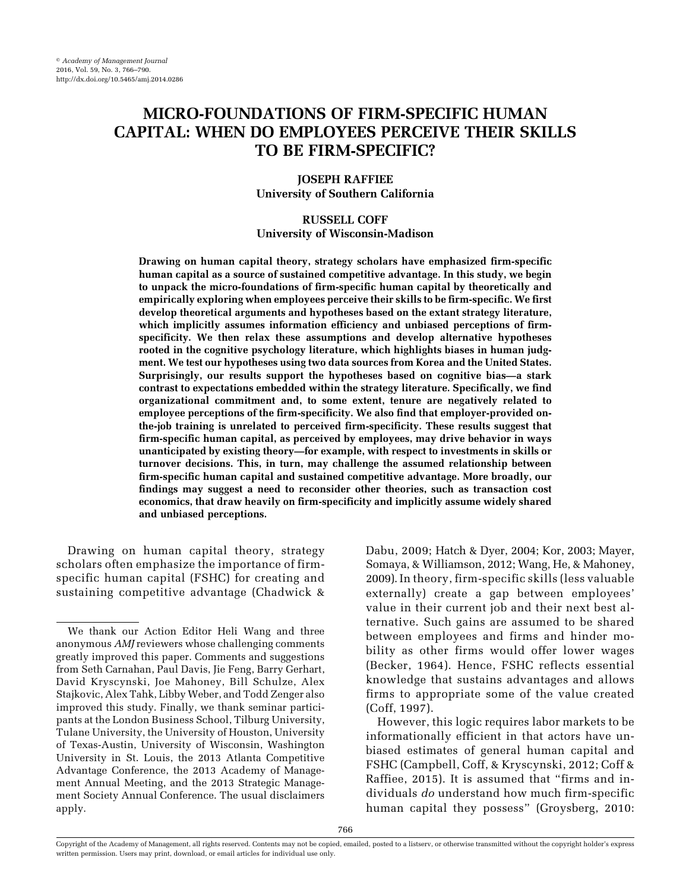# MICRO-FOUNDATIONS OF FIRM-SPECIFIC HUMAN CAPITAL: WHEN DO EMPLOYEES PERCEIVE THEIR SKILLS TO BE FIRM-SPECIFIC?

**JOSEPH RAFFIEE**
**University of Southern California**

**RUSSELL COFF**
**University of Wisconsin-Madison**

**Drawing on human capital theory, strategy scholars have emphasized firm-specific human capital as a source of sustained competitive advantage. In this study, we begin to unpack the micro-foundations of firm-specific human capital by theoretically and empirically exploring when employees perceive their skills to be firm-specific. We first develop theoretical arguments and hypotheses based on the extant strategy literature, which implicitly assumes information efficiency and unbiased perceptions of firm-specificity. We then relax these assumptions and develop alternative hypotheses rooted in the cognitive psychology literature, which highlights biases in human judgment. We test our hypotheses using two data sources from Korea and the United States. Surprisingly, our results support the hypotheses based on cognitive bias—a stark contrast to expectations embedded within the strategy literature. Specifically, we find organizational commitment and, to some extent, tenure are negatively related to employee perceptions of the firm-specificity. We also find that employer-provided on-the-job training is unrelated to perceived firm-specificity. These results suggest that firm-specific human capital, as perceived by employees, may drive behavior in ways unanticipated by existing theory—for example, with respect to investments in skills or turnover decisions. This, in turn, may challenge the assumed relationship between firm-specific human capital and sustained competitive advantage. More broadly, our findings may suggest a need to reconsider other theories, such as transaction cost economics, that draw heavily on firm-specificity and implicitly assume widely shared and unbiased perceptions.**

Drawing on human capital theory, strategy scholars often emphasize the importance of firm-specific human capital (FSHC) for creating and sustaining competitive advantage (Chadwick & Dabu, 2009; Hatch & Dyer, 2004; Kor, 2003; Mayer, Somaya, & Williamson, 2012; Wang, He, & Mahoney, 2009). In theory, firm-specific skills (less valuable externally) create a gap between employees' value in their current job and their next best alternative. Such gains are assumed to be shared between employees and firms and hinder mobility as other firms would offer lower wages (Becker, 1964). Hence, FSHC reflects essential knowledge that sustains advantages and allows firms to appropriate some of the value created (Coff, 1997).

However, this logic requires labor markets to be informationally efficient in that actors have unbiased estimates of general human capital and FSHC (Campbell, Coff, & Kryscynski, 2012; Coff & Raffiee, 2015). It is assumed that "firms and individuals *do* understand how much firm-specific human capital they possess" (Groysberg, 2010:

---

We thank our Action Editor Heli Wang and three anonymous *AMJ* reviewers whose challenging comments greatly improved this paper. Comments and suggestions from Seth Carnahan, Paul Davis, Jie Feng, Barry Gerhart, David Kryscynski, Joe Mahoney, Bill Schulze, Alex Stajkovic, Alex Tahk, Libby Weber, and Todd Zenger also improved this study. Finally, we thank seminar participants at the London Business School, Tilburg University, Tulane University, the University of Houston, University of Texas-Austin, University of Wisconsin, Washington University in St. Louis, the 2013 Atlanta Competitive Advantage Conference, the 2013 Academy of Management Annual Meeting, and the 2013 Strategic Management Society Annual Conference. The usual disclaimers apply.

Copyright of the Academy of Management, all rights reserved. Contents may not be copied, emailed, posted to a listserv, or otherwise transmitted without the copyright holder's express written permission. Users may print, download, or email articles for individual use only.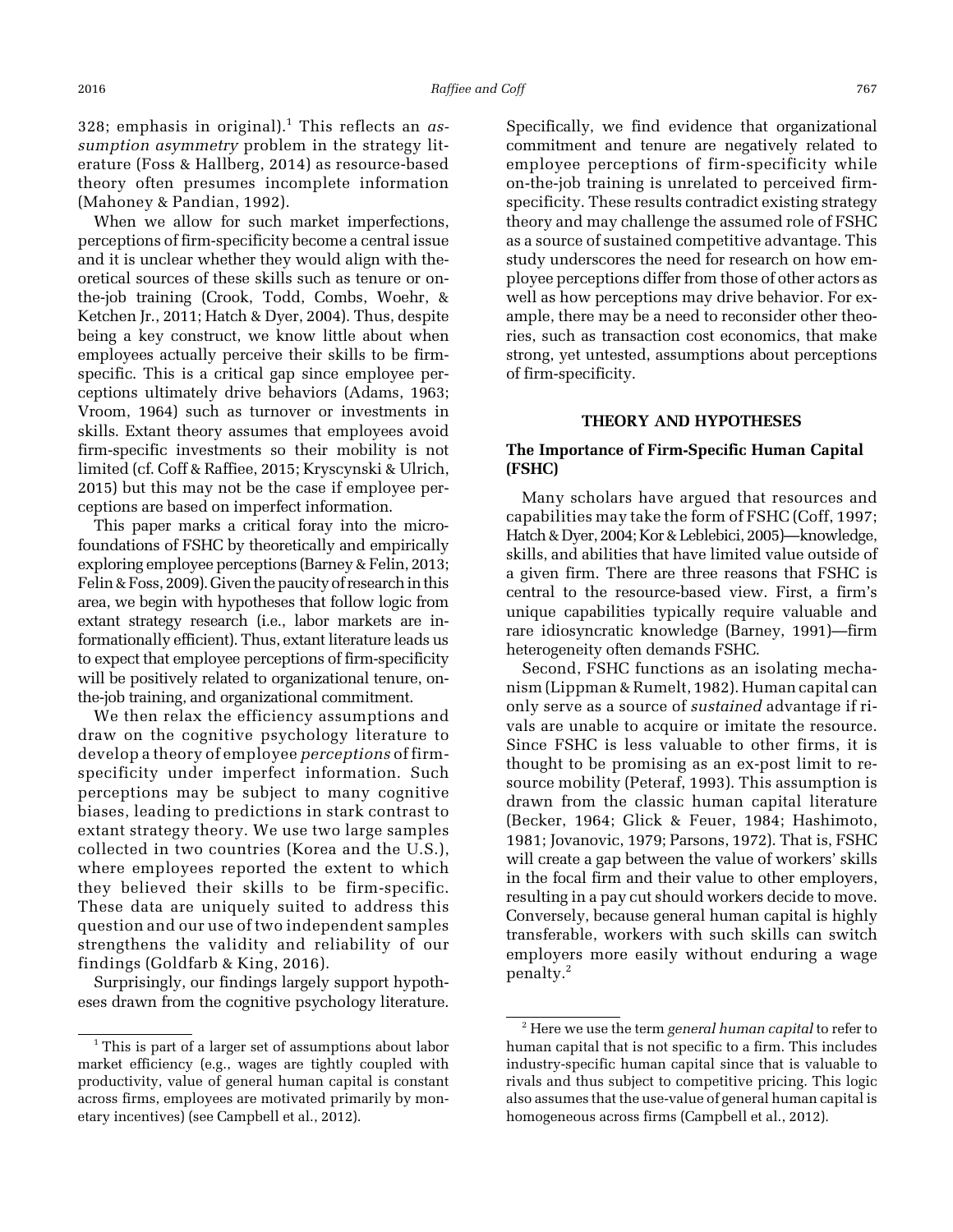328; emphasis in original).[1] This reflects an *assumption asymmetry* problem in the strategy literature (Foss & Hallberg, 2014) as resource-based theory often presumes incomplete information (Mahoney & Pandian, 1992).

When we allow for such market imperfections, perceptions of firm-specificity become a central issue and it is unclear whether they would align with theoretical sources of these skills such as tenure or on-the-job training (Crook, Todd, Combs, Woehr, & Ketchen Jr., 2011; Hatch & Dyer, 2004). Thus, despite being a key construct, we know little about when employees actually perceive their skills to be firm-specific. This is a critical gap since employee perceptions ultimately drive behaviors (Adams, 1963; Vroom, 1964) such as turnover or investments in skills. Extant theory assumes that employees avoid firm-specific investments so their mobility is not limited (cf. Coff & Raffiee, 2015; Kryscynski & Ulrich, 2015) but this may not be the case if employee perceptions are based on imperfect information.

This paper marks a critical foray into the microfoundations of FSHC by theoretically and empirically exploring employee perceptions (Barney & Felin, 2013; Felin & Foss, 2009). Given the paucity of research in this area, we begin with hypotheses that follow logic from extant strategy research (i.e., labor markets are informationally efficient). Thus, extant literature leads us to expect that employee perceptions of firm-specificity will be positively related to organizational tenure, on-the-job training, and organizational commitment.

We then relax the efficiency assumptions and draw on the cognitive psychology literature to develop a theory of employee *perceptions* of firm-specificity under imperfect information. Such perceptions may be subject to many cognitive biases, leading to predictions in stark contrast to extant strategy theory. We use two large samples collected in two countries (Korea and the U.S.), where employees reported the extent to which they believed their skills to be firm-specific. These data are uniquely suited to address this question and our use of two independent samples strengthens the validity and reliability of our findings (Goldfarb & King, 2016).

Surprisingly, our findings largely support hypotheses drawn from the cognitive psychology literature. Specifically, we find evidence that organizational commitment and tenure are negatively related to employee perceptions of firm-specificity while on-the-job training is unrelated to perceived firm-specificity. These results contradict existing strategy theory and may challenge the assumed role of FSHC as a source of sustained competitive advantage. This study underscores the need for research on how employee perceptions differ from those of other actors as well as how perceptions may drive behavior. For example, there may be a need to reconsider other theories, such as transaction cost economics, that make strong, yet untested, assumptions about perceptions of firm-specificity.

## THEORY AND HYPOTHESES

### The Importance of Firm-Specific Human Capital (FSHC)

Many scholars have argued that resources and capabilities may take the form of FSHC (Coff, 1997; Hatch & Dyer, 2004; Kor & Leblebici, 2005)—knowledge, skills, and abilities that have limited value outside of a given firm. There are three reasons that FSHC is central to the resource-based view. First, a firm's unique capabilities typically require valuable and rare idiosyncratic knowledge (Barney, 1991)—firm heterogeneity often demands FSHC.

Second, FSHC functions as an isolating mechanism (Lippman & Rumelt, 1982). Human capital can only serve as a source of *sustained* advantage if rivals are unable to acquire or imitate the resource. Since FSHC is less valuable to other firms, it is thought to be promising as an ex-post limit to resource mobility (Peteraf, 1993). This assumption is drawn from the classic human capital literature (Becker, 1964; Glick & Feuer, 1984; Hashimoto, 1981; Jovanovic, 1979; Parsons, 1972). That is, FSHC will create a gap between the value of workers' skills in the focal firm and their value to other employers, resulting in a pay cut should workers decide to move. Conversely, because general human capital is highly transferable, workers with such skills can switch employers more easily without enduring a wage penalty.[2]

---

[1] This is part of a larger set of assumptions about labor market efficiency (e.g., wages are tightly coupled with productivity, value of general human capital is constant across firms, employees are motivated primarily by monetary incentives) (see Campbell et al., 2012).

[2] Here we use the term *general human capital* to refer to human capital that is not specific to a firm. This includes industry-specific human capital since that is valuable to rivals and thus subject to competitive pricing. This logic also assumes that the use-value of general human capital is homogeneous across firms (Campbell et al., 2012).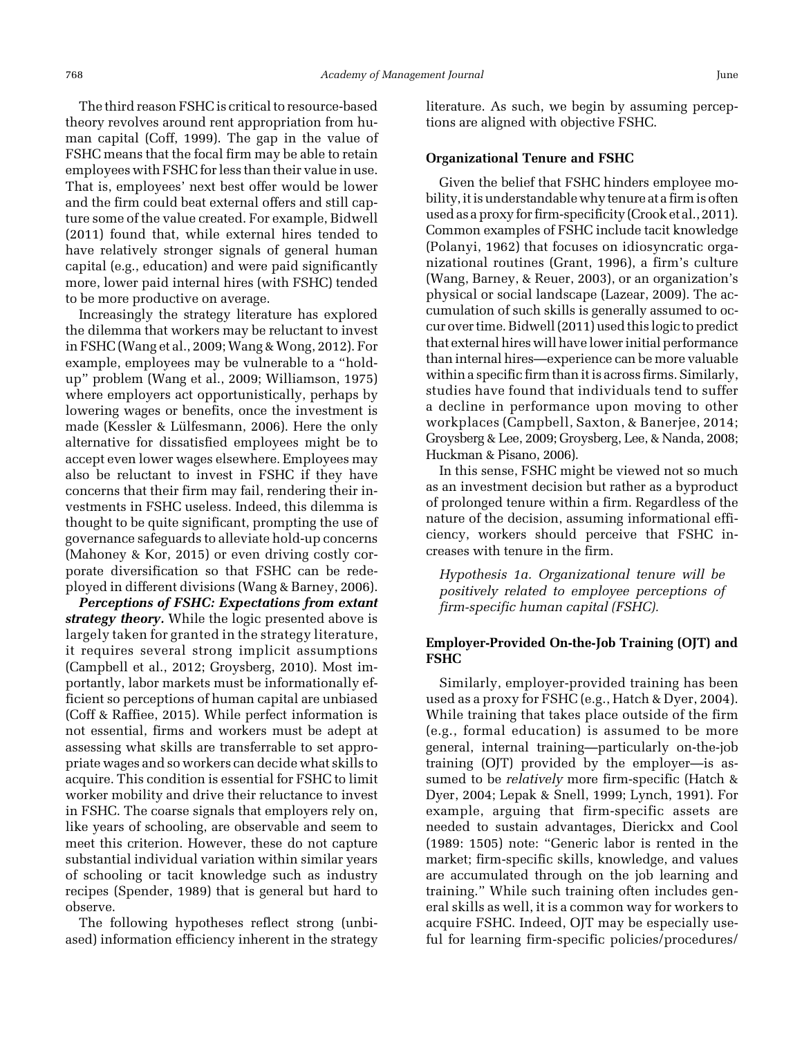The third reason FSHC is critical to resource-based theory revolves around rent appropriation from human capital (Coff, 1999). The gap in the value of FSHC means that the focal firm may be able to retain employees with FSHC for less than their value in use. That is, employees' next best offer would be lower and the firm could beat external offers and still capture some of the value created. For example, Bidwell (2011) found that, while external hires tended to have relatively stronger signals of general human capital (e.g., education) and were paid significantly more, lower paid internal hires (with FSHC) tended to be more productive on average.

Increasingly the strategy literature has explored the dilemma that workers may be reluctant to invest in FSHC (Wang et al., 2009; Wang & Wong, 2012). For example, employees may be vulnerable to a "hold-up" problem (Wang et al., 2009; Williamson, 1975) where employers act opportunistically, perhaps by lowering wages or benefits, once the investment is made (Kessler & Lülfesmann, 2006). Here the only alternative for dissatisfied employees might be to accept even lower wages elsewhere. Employees may also be reluctant to invest in FSHC if they have concerns that their firm may fail, rendering their investments in FSHC useless. Indeed, this dilemma is thought to be quite significant, prompting the use of governance safeguards to alleviate hold-up concerns (Mahoney & Kor, 2015) or even driving costly corporate diversification so that FSHC can be redeployed in different divisions (Wang & Barney, 2006).

***Perceptions of FSHC: Expectations from extant strategy theory.*** While the logic presented above is largely taken for granted in the strategy literature, it requires several strong implicit assumptions (Campbell et al., 2012; Groysberg, 2010). Most importantly, labor markets must be informationally efficient so perceptions of human capital are unbiased (Coff & Raffiee, 2015). While perfect information is not essential, firms and workers must be adept at assessing what skills are transferrable to set appropriate wages and so workers can decide what skills to acquire. This condition is essential for FSHC to limit worker mobility and drive their reluctance to invest in FSHC. The coarse signals that employers rely on, like years of schooling, are observable and seem to meet this criterion. However, these do not capture substantial individual variation within similar years of schooling or tacit knowledge such as industry recipes (Spender, 1989) that is general but hard to observe.

The following hypotheses reflect strong (unbiased) information efficiency inherent in the strategy literature. As such, we begin by assuming perceptions are aligned with objective FSHC.

### Organizational Tenure and FSHC

Given the belief that FSHC hinders employee mobility, it is understandable why tenure at a firm is often used as a proxy for firm-specificity (Crook et al., 2011). Common examples of FSHC include tacit knowledge (Polanyi, 1962) that focuses on idiosyncratic organizational routines (Grant, 1996), a firm's culture (Wang, Barney, & Reuer, 2003), or an organization's physical or social landscape (Lazear, 2009). The accumulation of such skills is generally assumed to occur over time. Bidwell (2011) used this logic to predict that external hires will have lower initial performance than internal hires—experience can be more valuable within a specific firm than it is across firms. Similarly, studies have found that individuals tend to suffer a decline in performance upon moving to other workplaces (Campbell, Saxton, & Banerjee, 2014; Groysberg & Lee, 2009; Groysberg, Lee, & Nanda, 2008; Huckman & Pisano, 2006).

In this sense, FSHC might be viewed not so much as an investment decision but rather as a byproduct of prolonged tenure within a firm. Regardless of the nature of the decision, assuming informational efficiency, workers should perceive that FSHC increases with tenure in the firm.

*Hypothesis 1a. Organizational tenure will be positively related to employee perceptions of firm-specific human capital (FSHC).*

### Employer-Provided On-the-Job Training (OJT) and FSHC

Similarly, employer-provided training has been used as a proxy for FSHC (e.g., Hatch & Dyer, 2004). While training that takes place outside of the firm (e.g., formal education) is assumed to be more general, internal training—particularly on-the-job training (OJT) provided by the employer—is assumed to be *relatively* more firm-specific (Hatch & Dyer, 2004; Lepak & Snell, 1999; Lynch, 1991). For example, arguing that firm-specific assets are needed to sustain advantages, Dierickx and Cool (1989: 1505) note: "Generic labor is rented in the market; firm-specific skills, knowledge, and values are accumulated through on the job learning and training." While such training often includes general skills as well, it is a common way for workers to acquire FSHC. Indeed, OJT may be especially useful for learning firm-specific policies/procedures/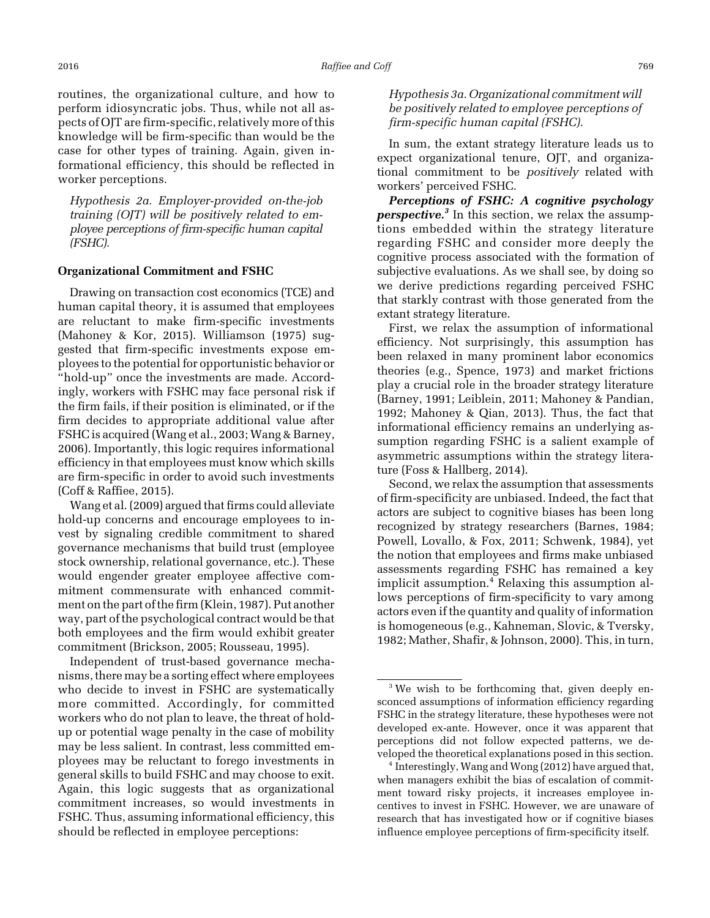routines, the organizational culture, and how to perform idiosyncratic jobs. Thus, while not all aspects of OJT are firm-specific, relatively more of this knowledge will be firm-specific than would be the case for other types of training. Again, given informational efficiency, this should be reflected in worker perceptions.

*Hypothesis 2a. Employer-provided on-the-job training (OJT) will be positively related to employee perceptions of firm-specific human capital (FSHC).*

### Organizational Commitment and FSHC

Drawing on transaction cost economics (TCE) and human capital theory, it is assumed that employees are reluctant to make firm-specific investments (Mahoney & Kor, 2015). Williamson (1975) suggested that firm-specific investments expose employees to the potential for opportunistic behavior or "hold-up" once the investments are made. Accordingly, workers with FSHC may face personal risk if the firm fails, if their position is eliminated, or if the firm decides to appropriate additional value after FSHC is acquired (Wang et al., 2003; Wang & Barney, 2006). Importantly, this logic requires informational efficiency in that employees must know which skills are firm-specific in order to avoid such investments (Coff & Raffiee, 2015).

Wang et al. (2009) argued that firms could alleviate hold-up concerns and encourage employees to invest by signaling credible commitment to shared governance mechanisms that build trust (employee stock ownership, relational governance, etc.). These would engender greater employee affective commitment commensurate with enhanced commitment on the part of the firm (Klein, 1987). Put another way, part of the psychological contract would be that both employees and the firm would exhibit greater commitment (Brickson, 2005; Rousseau, 1995).

Independent of trust-based governance mechanisms, there may be a sorting effect where employees who decide to invest in FSHC are systematically more committed. Accordingly, for committed workers who do not plan to leave, the threat of hold-up or potential wage penalty in the case of mobility may be less salient. In contrast, less committed employees may be reluctant to forego investments in general skills to build FSHC and may choose to exit. Again, this logic suggests that as organizational commitment increases, so would investments in FSHC. Thus, assuming informational efficiency, this should be reflected in employee perceptions:

*Hypothesis 3a. Organizational commitment will be positively related to employee perceptions of firm-specific human capital (FSHC).*

In sum, the extant strategy literature leads us to expect organizational tenure, OJT, and organizational commitment to be *positively* related with workers' perceived FSHC.

***Perceptions of FSHC: A cognitive psychology perspective.***[3] In this section, we relax the assumptions embedded within the strategy literature regarding FSHC and consider more deeply the cognitive process associated with the formation of subjective evaluations. As we shall see, by doing so we derive predictions regarding perceived FSHC that starkly contrast with those generated from the extant strategy literature.

First, we relax the assumption of informational efficiency. Not surprisingly, this assumption has been relaxed in many prominent labor economics theories (e.g., Spence, 1973) and market frictions play a crucial role in the broader strategy literature (Barney, 1991; Leiblein, 2011; Mahoney & Pandian, 1992; Mahoney & Qian, 2013). Thus, the fact that informational efficiency remains an underlying assumption regarding FSHC is a salient example of asymmetric assumptions within the strategy literature (Foss & Hallberg, 2014).

Second, we relax the assumption that assessments of firm-specificity are unbiased. Indeed, the fact that actors are subject to cognitive biases has been long recognized by strategy researchers (Barnes, 1984; Powell, Lovallo, & Fox, 2011; Schwenk, 1984), yet the notion that employees and firms make unbiased assessments regarding FSHC has remained a key implicit assumption.[4] Relaxing this assumption allows perceptions of firm-specificity to vary among actors even if the quantity and quality of information is homogeneous (e.g., Kahneman, Slovic, & Tversky, 1982; Mather, Shafir, & Johnson, 2000). This, in turn,

[3] We wish to be forthcoming that, given deeply ensconced assumptions of information efficiency regarding FSHC in the strategy literature, these hypotheses were not developed ex-ante. However, once it was apparent that perceptions did not follow expected patterns, we developed the theoretical explanations posed in this section.

[4] Interestingly, Wang and Wong (2012) have argued that, when managers exhibit the bias of escalation of commitment toward risky projects, it increases employee incentives to invest in FSHC. However, we are unaware of research that has investigated how or if cognitive biases influence employee perceptions of firm-specificity itself.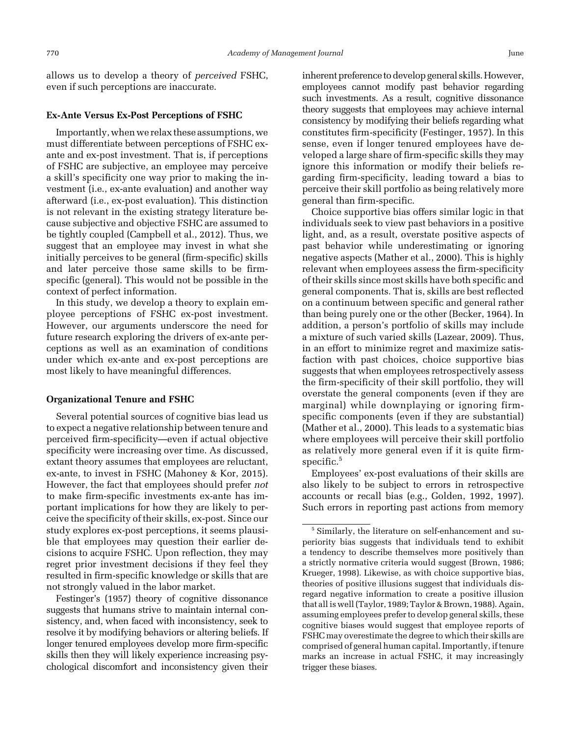allows us to develop a theory of *perceived* FSHC, even if such perceptions are inaccurate.

### Ex-Ante Versus Ex-Post Perceptions of FSHC

Importantly, when we relax these assumptions, we must differentiate between perceptions of FSHC ex-ante and ex-post investment. That is, if perceptions of FSHC are subjective, an employee may perceive a skill's specificity one way prior to making the investment (i.e., ex-ante evaluation) and another way afterward (i.e., ex-post evaluation). This distinction is not relevant in the existing strategy literature because subjective and objective FSHC are assumed to be tightly coupled (Campbell et al., 2012). Thus, we suggest that an employee may invest in what she initially perceives to be general (firm-specific) skills and later perceive those same skills to be firm-specific (general). This would not be possible in the context of perfect information.

In this study, we develop a theory to explain employee perceptions of FSHC ex-post investment. However, our arguments underscore the need for future research exploring the drivers of ex-ante perceptions as well as an examination of conditions under which ex-ante and ex-post perceptions are most likely to have meaningful differences.

### Organizational Tenure and FSHC

Several potential sources of cognitive bias lead us to expect a negative relationship between tenure and perceived firm-specificity—even if actual objective specificity were increasing over time. As discussed, extant theory assumes that employees are reluctant, ex-ante, to invest in FSHC (Mahoney & Kor, 2015). However, the fact that employees should prefer *not* to make firm-specific investments ex-ante has important implications for how they are likely to perceive the specificity of their skills, ex-post. Since our study explores ex-post perceptions, it seems plausible that employees may question their earlier decisions to acquire FSHC. Upon reflection, they may regret prior investment decisions if they feel they resulted in firm-specific knowledge or skills that are not strongly valued in the labor market.

Festinger's (1957) theory of cognitive dissonance suggests that humans strive to maintain internal consistency, and, when faced with inconsistency, seek to resolve it by modifying behaviors or altering beliefs. If longer tenured employees develop more firm-specific skills then they will likely experience increasing psychological discomfort and inconsistency given their inherent preference to develop general skills. However, employees cannot modify past behavior regarding such investments. As a result, cognitive dissonance theory suggests that employees may achieve internal consistency by modifying their beliefs regarding what constitutes firm-specificity (Festinger, 1957). In this sense, even if longer tenured employees have developed a large share of firm-specific skills they may ignore this information or modify their beliefs regarding firm-specificity, leading toward a bias to perceive their skill portfolio as being relatively more general than firm-specific.

Choice supportive bias offers similar logic in that individuals seek to view past behaviors in a positive light, and, as a result, overstate positive aspects of past behavior while underestimating or ignoring negative aspects (Mather et al., 2000). This is highly relevant when employees assess the firm-specificity of their skills since most skills have both specific and general components. That is, skills are best reflected on a continuum between specific and general rather than being purely one or the other (Becker, 1964). In addition, a person's portfolio of skills may include a mixture of such varied skills (Lazear, 2009). Thus, in an effort to minimize regret and maximize satisfaction with past choices, choice supportive bias suggests that when employees retrospectively assess the firm-specificity of their skill portfolio, they will overstate the general components (even if they are marginal) while downplaying or ignoring firm-specific components (even if they are substantial) (Mather et al., 2000). This leads to a systematic bias where employees will perceive their skill portfolio as relatively more general even if it is quite firm-specific.[5]

Employees' ex-post evaluations of their skills are also likely to be subject to errors in retrospective accounts or recall bias (e.g., Golden, 1992, 1997). Such errors in reporting past actions from memory

[5] Similarly, the literature on self-enhancement and superiority bias suggests that individuals tend to exhibit a tendency to describe themselves more positively than a strictly normative criteria would suggest (Brown, 1986; Krueger, 1998). Likewise, as with choice supportive bias, theories of positive illusions suggest that individuals disregard negative information to create a positive illusion that all is well (Taylor, 1989; Taylor & Brown, 1988). Again, assuming employees prefer to develop general skills, these cognitive biases would suggest that employee reports of FSHC may overestimate the degree to which their skills are comprised of general human capital. Importantly, if tenure marks an increase in actual FSHC, it may increasingly trigger these biases.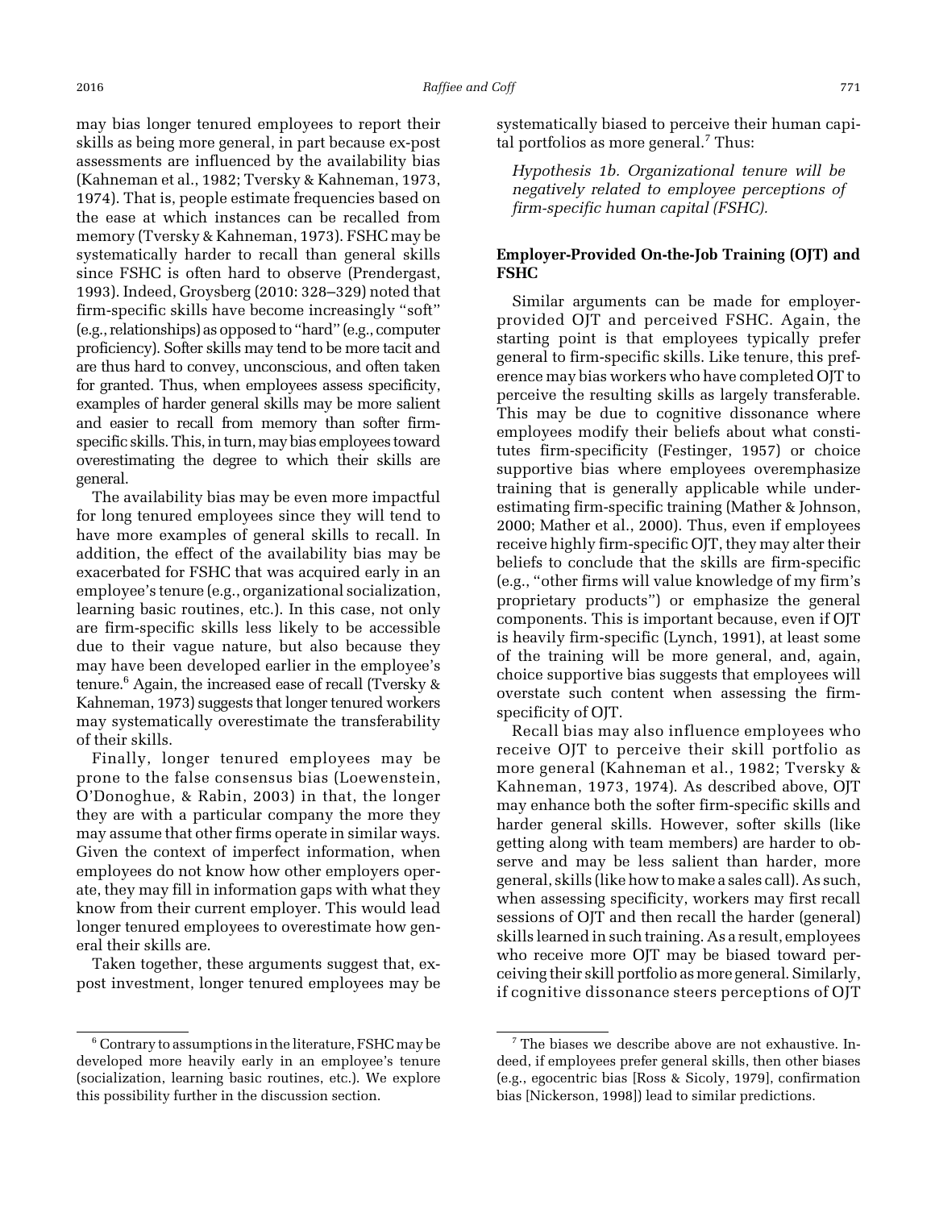may bias longer tenured employees to report their skills as being more general, in part because ex-post assessments are influenced by the availability bias (Kahneman et al., 1982; Tversky & Kahneman, 1973, 1974). That is, people estimate frequencies based on the ease at which instances can be recalled from memory (Tversky & Kahneman, 1973). FSHC may be systematically harder to recall than general skills since FSHC is often hard to observe (Prendergast, 1993). Indeed, Groysberg (2010: 328–329) noted that firm-specific skills have become increasingly "soft" (e.g., relationships) as opposed to "hard" (e.g., computer proficiency). Softer skills may tend to be more tacit and are thus hard to convey, unconscious, and often taken for granted. Thus, when employees assess specificity, examples of harder general skills may be more salient and easier to recall from memory than softer firm-specific skills. This, in turn, may bias employees toward overestimating the degree to which their skills are general.

The availability bias may be even more impactful for long tenured employees since they will tend to have more examples of general skills to recall. In addition, the effect of the availability bias may be exacerbated for FSHC that was acquired early in an employee's tenure (e.g., organizational socialization, learning basic routines, etc.). In this case, not only are firm-specific skills less likely to be accessible due to their vague nature, but also because they may have been developed earlier in the employee's tenure.[6] Again, the increased ease of recall (Tversky & Kahneman, 1973) suggests that longer tenured workers may systematically overestimate the transferability of their skills.

Finally, longer tenured employees may be prone to the false consensus bias (Loewenstein, O'Donoghue, & Rabin, 2003) in that, the longer they are with a particular company the more they may assume that other firms operate in similar ways. Given the context of imperfect information, when employees do not know how other employers operate, they may fill in information gaps with what they know from their current employer. This would lead longer tenured employees to overestimate how general their skills are.

Taken together, these arguments suggest that, ex-post investment, longer tenured employees may be systematically biased to perceive their human capital portfolios as more general.[7] Thus:

*Hypothesis 1b. Organizational tenure will be negatively related to employee perceptions of firm-specific human capital (FSHC).*

### Employer-Provided On-the-Job Training (OJT) and FSHC

Similar arguments can be made for employer-provided OJT and perceived FSHC. Again, the starting point is that employees typically prefer general to firm-specific skills. Like tenure, this preference may bias workers who have completed OJT to perceive the resulting skills as largely transferable. This may be due to cognitive dissonance where employees modify their beliefs about what constitutes firm-specificity (Festinger, 1957) or choice supportive bias where employees overemphasize training that is generally applicable while underestimating firm-specific training (Mather & Johnson, 2000; Mather et al., 2000). Thus, even if employees receive highly firm-specific OJT, they may alter their beliefs to conclude that the skills are firm-specific (e.g., "other firms will value knowledge of my firm's proprietary products") or emphasize the general components. This is important because, even if OJT is heavily firm-specific (Lynch, 1991), at least some of the training will be more general, and, again, choice supportive bias suggests that employees will overstate such content when assessing the firm-specificity of OJT.

Recall bias may also influence employees who receive OJT to perceive their skill portfolio as more general (Kahneman et al., 1982; Tversky & Kahneman, 1973, 1974). As described above, OJT may enhance both the softer firm-specific skills and harder general skills. However, softer skills (like getting along with team members) are harder to observe and may be less salient than harder, more general, skills (like how to make a sales call). As such, when assessing specificity, workers may first recall sessions of OJT and then recall the harder (general) skills learned in such training. As a result, employees who receive more OJT may be biased toward perceiving their skill portfolio as more general. Similarly, if cognitive dissonance steers perceptions of OJT

---

[6] Contrary to assumptions in the literature, FSHC may be developed more heavily early in an employee's tenure (socialization, learning basic routines, etc.). We explore this possibility further in the discussion section.

[7] The biases we describe above are not exhaustive. Indeed, if employees prefer general skills, then other biases (e.g., egocentric bias [Ross & Sicoly, 1979], confirmation bias [Nickerson, 1998]) lead to similar predictions.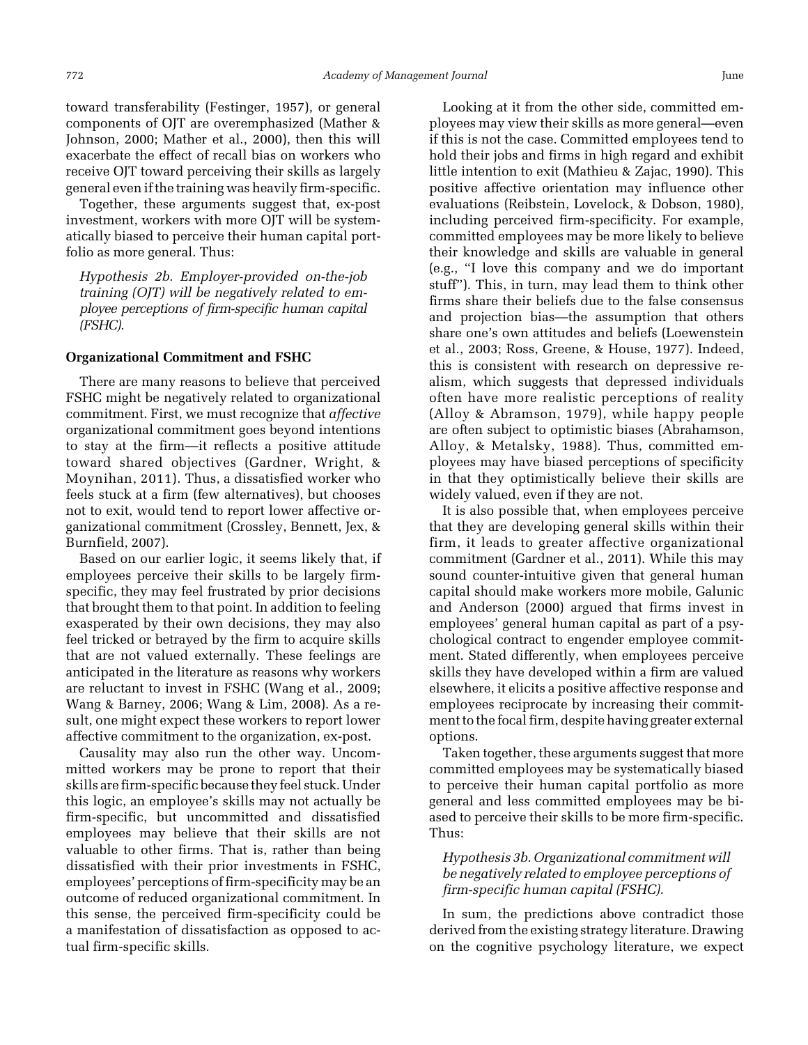toward transferability (Festinger, 1957), or general components of OJT are overemphasized (Mather & Johnson, 2000; Mather et al., 2000), then this will exacerbate the effect of recall bias on workers who receive OJT toward perceiving their skills as largely general even if the training was heavily firm-specific.

Together, these arguments suggest that, ex-post investment, workers with more OJT will be systematically biased to perceive their human capital portfolio as more general. Thus:

*Hypothesis 2b. Employer-provided on-the-job training (OJT) will be negatively related to employee perceptions of firm-specific human capital (FSHC).*

### Organizational Commitment and FSHC

There are many reasons to believe that perceived FSHC might be negatively related to organizational commitment. First, we must recognize that *affective* organizational commitment goes beyond intentions to stay at the firm—it reflects a positive attitude toward shared objectives (Gardner, Wright, & Moynihan, 2011). Thus, a dissatisfied worker who feels stuck at a firm (few alternatives), but chooses not to exit, would tend to report lower affective organizational commitment (Crossley, Bennett, Jex, & Burnfield, 2007).

Based on our earlier logic, it seems likely that, if employees perceive their skills to be largely firm-specific, they may feel frustrated by prior decisions that brought them to that point. In addition to feeling exasperated by their own decisions, they may also feel tricked or betrayed by the firm to acquire skills that are not valued externally. These feelings are anticipated in the literature as reasons why workers are reluctant to invest in FSHC (Wang et al., 2009; Wang & Barney, 2006; Wang & Lim, 2008). As a result, one might expect these workers to report lower affective commitment to the organization, ex-post.

Causality may also run the other way. Uncommitted workers may be prone to report that their skills are firm-specific because they feel stuck. Under this logic, an employee's skills may not actually be firm-specific, but uncommitted and dissatisfied employees may believe that their skills are not valuable to other firms. That is, rather than being dissatisfied with their prior investments in FSHC, employees' perceptions of firm-specificity may be an outcome of reduced organizational commitment. In this sense, the perceived firm-specificity could be a manifestation of dissatisfaction as opposed to actual firm-specific skills.

Looking at it from the other side, committed employees may view their skills as more general—even if this is not the case. Committed employees tend to hold their jobs and firms in high regard and exhibit little intention to exit (Mathieu & Zajac, 1990). This positive affective orientation may influence other evaluations (Reibstein, Lovelock, & Dobson, 1980), including perceived firm-specificity. For example, committed employees may be more likely to believe their knowledge and skills are valuable in general (e.g., "I love this company and we do important stuff"). This, in turn, may lead them to think other firms share their beliefs due to the false consensus and projection bias—the assumption that others share one's own attitudes and beliefs (Loewenstein et al., 2003; Ross, Greene, & House, 1977). Indeed, this is consistent with research on depressive realism, which suggests that depressed individuals often have more realistic perceptions of reality (Alloy & Abramson, 1979), while happy people are often subject to optimistic biases (Abrahamson, Alloy, & Metalsky, 1988). Thus, committed employees may have biased perceptions of specificity in that they optimistically believe their skills are widely valued, even if they are not.

It is also possible that, when employees perceive that they are developing general skills within their firm, it leads to greater affective organizational commitment (Gardner et al., 2011). While this may sound counter-intuitive given that general human capital should make workers more mobile, Galunic and Anderson (2000) argued that firms invest in employees' general human capital as part of a psychological contract to engender employee commitment. Stated differently, when employees perceive skills they have developed within a firm are valued elsewhere, it elicits a positive affective response and employees reciprocate by increasing their commitment to the focal firm, despite having greater external options.

Taken together, these arguments suggest that more committed employees may be systematically biased to perceive their human capital portfolio as more general and less committed employees may be biased to perceive their skills to be more firm-specific. Thus:

*Hypothesis 3b. Organizational commitment will be negatively related to employee perceptions of firm-specific human capital (FSHC).*

In sum, the predictions above contradict those derived from the existing strategy literature. Drawing on the cognitive psychology literature, we expect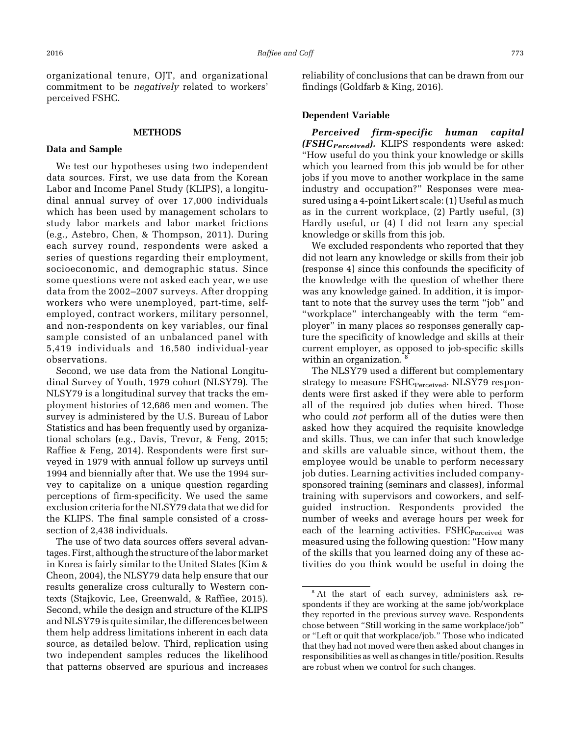organizational tenure, OJT, and organizational commitment to be *negatively* related to workers' perceived FSHC.

## METHODS

### Data and Sample

We test our hypotheses using two independent data sources. First, we use data from the Korean Labor and Income Panel Study (KLIPS), a longitudinal annual survey of over 17,000 individuals which has been used by management scholars to study labor markets and labor market frictions (e.g., Astebro, Chen, & Thompson, 2011). During each survey round, respondents were asked a series of questions regarding their employment, socioeconomic, and demographic status. Since some questions were not asked each year, we use data from the 2002–2007 surveys. After dropping workers who were unemployed, part-time, self-employed, contract workers, military personnel, and non-respondents on key variables, our final sample consisted of an unbalanced panel with 5,419 individuals and 16,580 individual-year observations.

Second, we use data from the National Longitudinal Survey of Youth, 1979 cohort (NLSY79). The NLSY79 is a longitudinal survey that tracks the employment histories of 12,686 men and women. The survey is administered by the U.S. Bureau of Labor Statistics and has been frequently used by organizational scholars (e.g., Davis, Trevor, & Feng, 2015; Raffiee & Feng, 2014). Respondents were first surveyed in 1979 with annual follow up surveys until 1994 and biennially after that. We use the 1994 survey to capitalize on a unique question regarding perceptions of firm-specificity. We used the same exclusion criteria for the NLSY79 data that we did for the KLIPS. The final sample consisted of a cross-section of 2,438 individuals.

The use of two data sources offers several advantages. First, although the structure of the labor market in Korea is fairly similar to the United States (Kim & Cheon, 2004), the NLSY79 data help ensure that our results generalize cross culturally to Western contexts (Stajkovic, Lee, Greenwald, & Raffiee, 2015). Second, while the design and structure of the KLIPS and NLSY79 is quite similar, the differences between them help address limitations inherent in each data source, as detailed below. Third, replication using two independent samples reduces the likelihood that patterns observed are spurious and increases reliability of conclusions that can be drawn from our findings (Goldfarb & King, 2016).

### Dependent Variable

***Perceived firm-specific human capital ($FSHC_{Perceived}$).*** KLIPS respondents were asked: "How useful do you think your knowledge or skills which you learned from this job would be for other jobs if you move to another workplace in the same industry and occupation?" Responses were measured using a 4-point Likert scale: (1) Useful as much as in the current workplace, (2) Partly useful, (3) Hardly useful, or (4) I did not learn any special knowledge or skills from this job.

We excluded respondents who reported that they did not learn any knowledge or skills from their job (response 4) since this confounds the specificity of the knowledge with the question of whether there was any knowledge gained. In addition, it is important to note that the survey uses the term "job" and "workplace" interchangeably with the term "employer" in many places so responses generally capture the specificity of knowledge and skills at their current employer, as opposed to job-specific skills within an organization. [8]

The NLSY79 used a different but complementary strategy to measure $FSHC_{Perceived}$. NLSY79 respondents were first asked if they were able to perform all of the required job duties when hired. Those who could *not* perform all of the duties were then asked how they acquired the requisite knowledge and skills. Thus, we can infer that such knowledge and skills are valuable since, without them, the employee would be unable to perform necessary job duties. Learning activities included company-sponsored training (seminars and classes), informal training with supervisors and coworkers, and self-guided instruction. Respondents provided the number of weeks and average hours per week for each of the learning activities. $FSHC_{Perceived}$ was measured using the following question: "How many of the skills that you learned doing any of these activities do you think would be useful in doing the

[8] At the start of each survey, administers ask respondents if they are working at the same job/workplace they reported in the previous survey wave. Respondents chose between "Still working in the same workplace/job" or "Left or quit that workplace/job." Those who indicated that they had not moved were then asked about changes in responsibilities as well as changes in title/position. Results are robust when we control for such changes.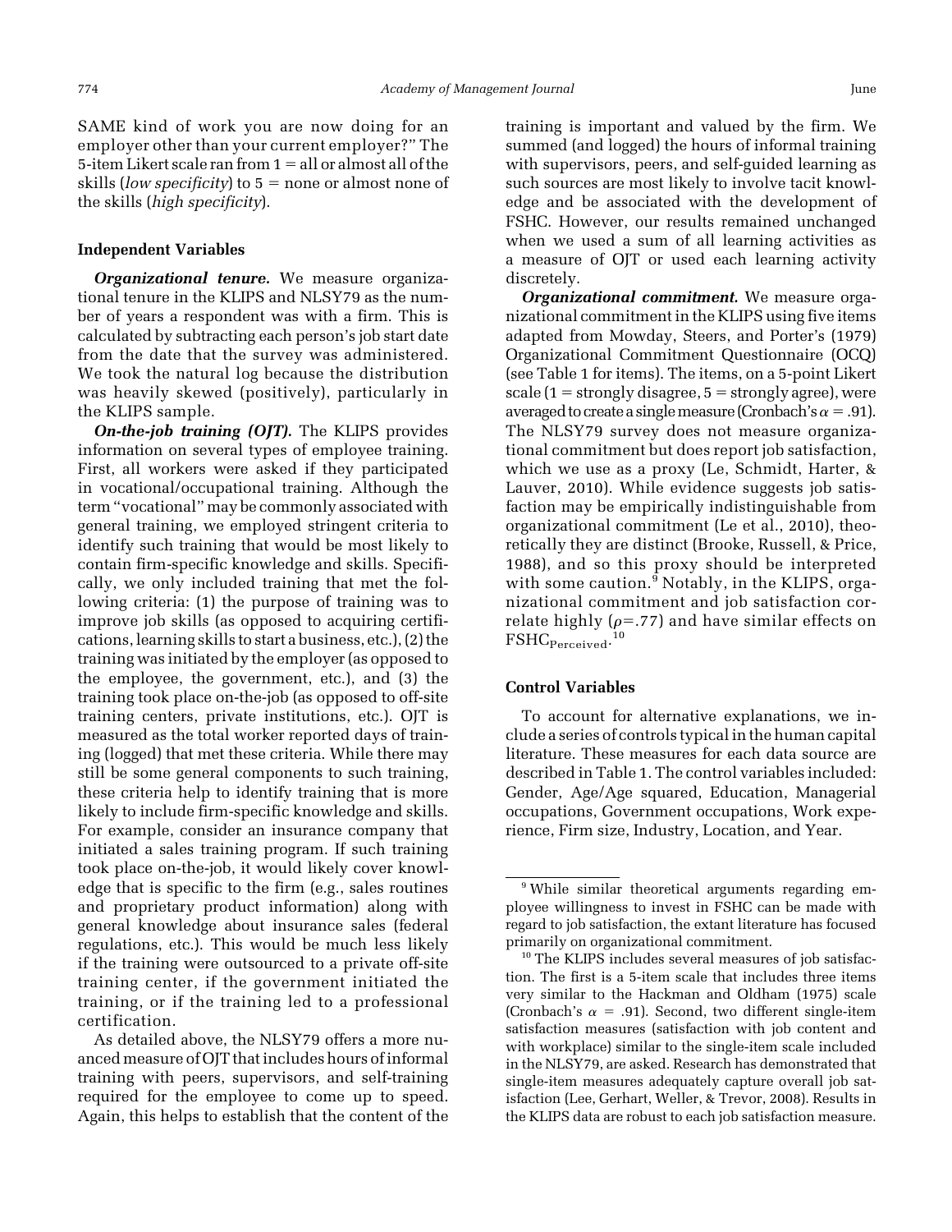SAME kind of work you are now doing for an employer other than your current employer?" The 5-item Likert scale ran from 1 = all or almost all of the skills (*low specificity*) to 5 = none or almost none of the skills (*high specificity*).

### Independent Variables

***Organizational tenure.*** We measure organizational tenure in the KLIPS and NLSY79 as the number of years a respondent was with a firm. This is calculated by subtracting each person's job start date from the date that the survey was administered. We took the natural log because the distribution was heavily skewed (positively), particularly in the KLIPS sample.

***On-the-job training (OJT).*** The KLIPS provides information on several types of employee training. First, all workers were asked if they participated in vocational/occupational training. Although the term "vocational" may be commonly associated with general training, we employed stringent criteria to identify such training that would be most likely to contain firm-specific knowledge and skills. Specifically, we only included training that met the following criteria: (1) the purpose of training was to improve job skills (as opposed to acquiring certifications, learning skills to start a business, etc.), (2) the training was initiated by the employer (as opposed to the employee, the government, etc.), and (3) the training took place on-the-job (as opposed to off-site training centers, private institutions, etc.). OJT is measured as the total worker reported days of training (logged) that met these criteria. While there may still be some general components to such training, these criteria help to identify training that is more likely to include firm-specific knowledge and skills. For example, consider an insurance company that initiated a sales training program. If such training took place on-the-job, it would likely cover knowledge that is specific to the firm (e.g., sales routines and proprietary product information) along with general knowledge about insurance sales (federal regulations, etc.). This would be much less likely if the training were outsourced to a private off-site training center, if the government initiated the training, or if the training led to a professional certification.

As detailed above, the NLSY79 offers a more nuanced measure of OJT that includes hours of informal training with peers, supervisors, and self-training required for the employee to come up to speed. Again, this helps to establish that the content of the training is important and valued by the firm. We summed (and logged) the hours of informal training with supervisors, peers, and self-guided learning as such sources are most likely to involve tacit knowledge and be associated with the development of FSHC. However, our results remained unchanged when we used a sum of all learning activities as a measure of OJT or used each learning activity discretely.

***Organizational commitment.*** We measure organizational commitment in the KLIPS using five items adapted from Mowday, Steers, and Porter's (1979) Organizational Commitment Questionnaire (OCQ) (see Table 1 for items). The items, on a 5-point Likert scale (1 = strongly disagree, 5 = strongly agree), were averaged to create a single measure (Cronbach's $\alpha = .91$). The NLSY79 survey does not measure organizational commitment but does report job satisfaction, which we use as a proxy (Le, Schmidt, Harter, & Lauver, 2010). While evidence suggests job satisfaction may be empirically indistinguishable from organizational commitment (Le et al., 2010), theoretically they are distinct (Brooke, Russell, & Price, 1988), and so this proxy should be interpreted with some caution.[9] Notably, in the KLIPS, organizational commitment and job satisfaction correlate highly ($\rho = .77$) and have similar effects on $\text{FSHC}_{\text{Perceived}}$.[10]

### Control Variables

To account for alternative explanations, we include a series of controls typical in the human capital literature. These measures for each data source are described in Table 1. The control variables included: Gender, Age/Age squared, Education, Managerial occupations, Government occupations, Work experience, Firm size, Industry, Location, and Year.

---

[9] While similar theoretical arguments regarding employee willingness to invest in FSHC can be made with regard to job satisfaction, the extant literature has focused primarily on organizational commitment.

[10] The KLIPS includes several measures of job satisfaction. The first is a 5-item scale that includes three items very similar to the Hackman and Oldham (1975) scale (Cronbach's $\alpha = .91$). Second, two different single-item satisfaction measures (satisfaction with job content and with workplace) similar to the single-item scale included in the NLSY79, are asked. Research has demonstrated that single-item measures adequately capture overall job satisfaction (Lee, Gerhart, Weller, & Trevor, 2008). Results in the KLIPS data are robust to each job satisfaction measure.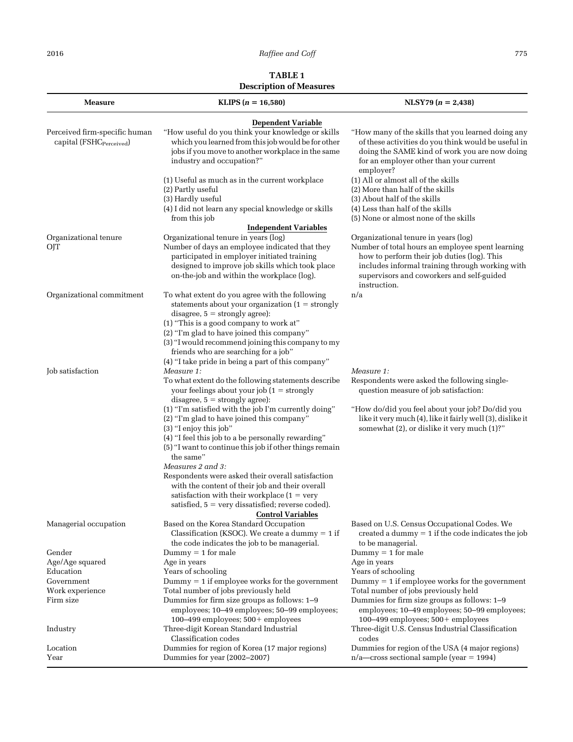**TABLE 1**
**Description of Measures**

| Measure | KLIPS ($n$ = 16,580) | NLSY79 ($n$ = 2,438) |
|---|---|---|
| | **Dependent Variable** | |
| Perceived firm-specific human capital ($FSHC_{Perceived}$) | "How useful do you think your knowledge or skills which you learned from this job would be for other jobs if you move to another workplace in the same industry and occupation?" (1) Useful as much as in the current workplace (2) Partly useful (3) Hardly useful (4) I did not learn any special knowledge or skills from this job | "How many of the skills that you learned doing any of these activities do you think would be useful in doing the SAME kind of work you are now doing for an employer other than your current employer? (1) All or almost all of the skills (2) More than half of the skills (3) About half of the skills (4) Less than half of the skills (5) None or almost none of the skills |
| | **Independent Variables** | |
| Organizational tenure | Organizational tenure in years (log) | Organizational tenure in years (log) |
| OJT | Number of days an employee indicated that they participated in employer initiated training designed to improve job skills which took place on-the-job and within the workplace (log). | Number of total hours an employee spent learning how to perform their job duties (log). This includes informal training through working with supervisors and coworkers and self-guided instruction. |
| Organizational commitment | To what extent do you agree with the following statements about your organization (1 = strongly disagree, 5 = strongly agree): (1) "This is a good company to work at" (2) "I'm glad to have joined this company" (3) "I would recommend joining this company to my friends who are searching for a job" (4) "I take pride in being a part of this company" | n/a |
| Job satisfaction | *Measure 1:* To what extent do the following statements describe your feelings about your job (1 = strongly disagree, 5 = strongly agree): (1) "I'm satisfied with the job I'm currently doing" (2) "I'm glad to have joined this company" (3) "I enjoy this job" (4) "I feel this job to a be personally rewarding" (5) "I want to continue this job if other things remain the same" *Measures 2 and 3:* Respondents were asked their overall satisfaction with the content of their job and their overall satisfaction with their workplace (1 = very satisfied, 5 = very dissatisfied; reverse coded). | *Measure 1:* Respondents were asked the following single-question measure of job satisfaction: "How do/did you feel about your job? Do/did you like it very much (4), like it fairly well (3), dislike it somewhat (2), or dislike it very much (1)?" |
| | **Control Variables** | |
| Managerial occupation | Based on the Korea Standard Occupation Classification (KSOC). We create a dummy = 1 if the code indicates the job to be managerial. | Based on U.S. Census Occupational Codes. We created a dummy = 1 if the code indicates the job to be managerial. |
| Gender | Dummy = 1 for male | Dummy = 1 for male |
| Age/Age squared | Age in years | Age in years |
| Education | Years of schooling | Years of schooling |
| Government | Dummy = 1 if employee works for the government | Dummy = 1 if employee works for the government |
| Work experience | Total number of jobs previously held | Total number of jobs previously held |
| Firm size | Dummies for firm size groups as follows: 1–9 employees; 10–49 employees; 50–99 employees; 100–499 employees; 500+ employees | Dummies for firm size groups as follows: 1–9 employees; 10–49 employees; 50–99 employees; 100–499 employees; 500+ employees |
| Industry | Three-digit Korean Standard Industrial Classification codes | Three-digit U.S. Census Industrial Classification codes |
| Location | Dummies for region of Korea (17 major regions) | Dummies for region of the USA (4 major regions) |
| Year | Dummies for year (2002–2007) | n/a—cross sectional sample (year = 1994) |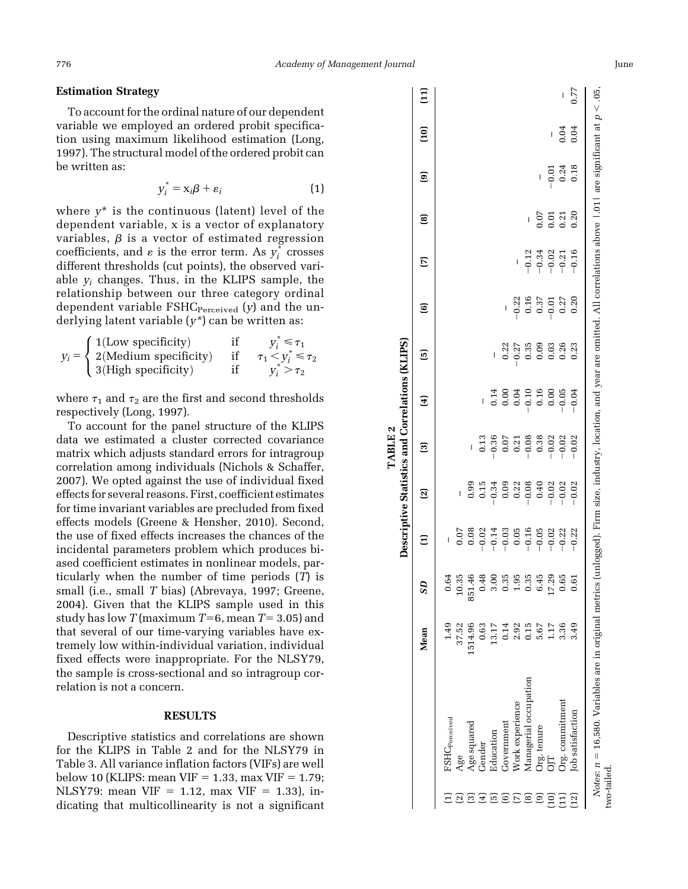### Estimation Strategy

To account for the ordinal nature of our dependent variable we employed an ordered probit specification using maximum likelihood estimation (Long, 1997). The structural model of the ordered probit can be written as:

$$y_i^* = x_i\beta + \varepsilon_i \tag{1}$$

where $y^*$ is the continuous (latent) level of the dependent variable, x is a vector of explanatory variables, $\beta$ is a vector of estimated regression coefficients, and $\varepsilon$ is the error term. As $y_i^*$ crosses different thresholds (cut points), the observed variable $y_i$ changes. Thus, in the KLIPS sample, the relationship between our three category ordinal dependent variable $\text{FSHC}_{\text{Perceived}}$ ($y$) and the underlying latent variable ($y^*$) can be written as:

$$y_i = \begin{cases} 1(\text{Low specificity}) & \text{if} \quad y_i^* \leqslant \tau_1 \\ 2(\text{Medium specificity}) & \text{if} \quad \tau_1 < y_i^* \leqslant \tau_2 \\ 3(\text{High specificity}) & \text{if} \quad y_i^* > \tau_2 \end{cases}$$

where $\tau_1$ and $\tau_2$ are the first and second thresholds respectively (Long, 1997).

To account for the panel structure of the KLIPS data we estimated a cluster corrected covariance matrix which adjusts standard errors for intragroup correlation among individuals (Nichols & Schaffer, 2007). We opted against the use of individual fixed effects for several reasons. First, coefficient estimates for time invariant variables are precluded from fixed effects models (Greene & Hensher, 2010). Second, the use of fixed effects increases the chances of the incidental parameters problem which produces biased coefficient estimates in nonlinear models, particularly when the number of time periods ($T$) is small (i.e., small $T$ bias) (Abrevaya, 1997; Greene, 2004). Given that the KLIPS sample used in this study has low $T$ (maximum $T$=6, mean $T$= 3.05) and that several of our time-varying variables have extremely low within-individual variation, individual fixed effects were inappropriate. For the NLSY79, the sample is cross-sectional and so intragroup correlation is not a concern.

## RESULTS

Descriptive statistics and correlations are shown for the KLIPS in Table 2 and for the NLSY79 in Table 3. All variance inflation factors (VIFs) are well below 10 (KLIPS: mean VIF = 1.33, max VIF = 1.79; NLSY79: mean VIF = 1.12, max VIF = 1.33), indicating that multicollinearity is not a significant

**TABLE 2**
**Descriptive Statistics and Correlations (KLIPS)**

| | | Mean | SD | (1) | (2) | (3) | (4) | (5) | (6) | (7) | (8) | (9) | (10) | (11) |
|---|---|---|---|---|---|---|---|---|---|---|---|---|---|---|
| (1) | $\text{FSHC}_{\text{Perceived}}$ | 1.49 | 0.64 | | | | | | | | | | | |
| (2) | Age | 37.52 | 10.35 | 0.07 | | | | | | | | | | |
| (3) | Age squared | 1514.96 | 851.46 | 0.08 | 0.99 | | | | | | | | | |
| (4) | Gender | 0.63 | 0.48 | −0.02 | 0.15 | 0.13 | | | | | | | | |
| (5) | Education | 13.17 | 3.00 | −0.14 | −0.34 | −0.36 | 0.14 | | | | | | | |
| (6) | Government | 0.14 | 0.35 | −0.03 | 0.09 | 0.07 | 0.00 | 0.22 | | | | | | |
| (7) | Work experience | 2.92 | 1.95 | 0.05 | 0.22 | 0.21 | 0.04 | −0.27 | −0.22 | | | | | |
| (8) | Managerial occupation | 0.15 | 0.35 | −0.16 | −0.08 | −0.08 | −0.10 | 0.35 | 0.16 | −0.12 | | | | |
| (9) | Org. tenure | 5.67 | 6.45 | −0.05 | 0.40 | 0.38 | 0.16 | 0.09 | 0.37 | −0.34 | 0.07 | | | |
| (10) | OJT | 1.17 | 17.29 | −0.02 | −0.02 | −0.02 | 0.00 | 0.03 | −0.01 | −0.02 | 0.01 | −0.01 | | |
| (11) | Org. commitment | 3.36 | 0.65 | −0.22 | −0.02 | −0.02 | −0.05 | 0.26 | 0.27 | −0.21 | 0.21 | 0.24 | 0.04 | |
| (12) | Job satisfaction | 3.49 | 0.61 | −0.22 | −0.02 | −0.02 | −0.04 | 0.23 | 0.20 | −0.16 | 0.20 | 0.18 | 0.04 | 0.77 |

*Notes*: $n$ = 16,580. Variables are in original metrics (unlogged). Firm size, industry, location, and year are omitted. All correlations above |.01| are significant at $p < .05$, two-tailed.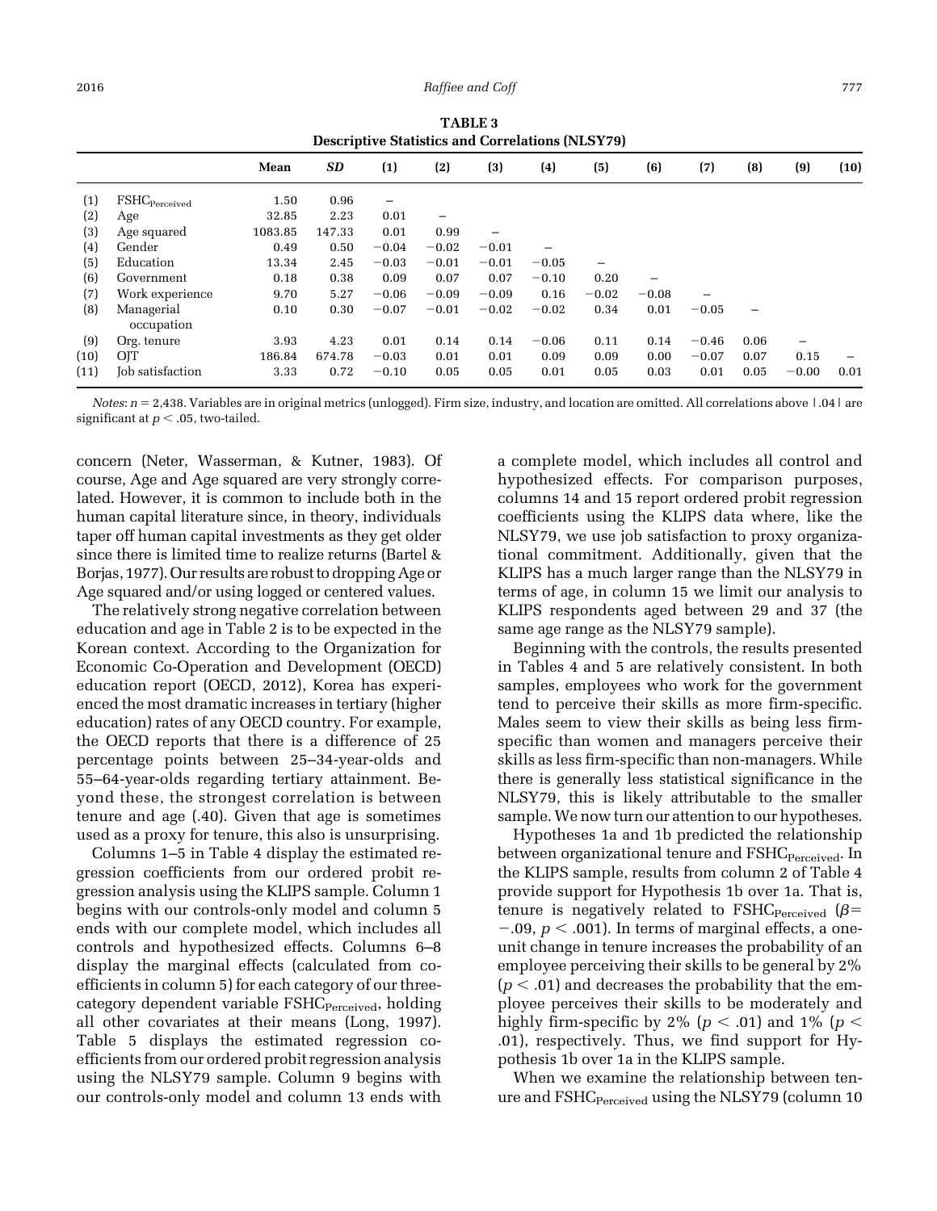**TABLE 3**
**Descriptive Statistics and Correlations (NLSY79)**

| | | Mean | *SD* | (1) | (2) | (3) | (4) | (5) | (6) | (7) | (8) | (9) | (10) |
|---|---|---|---|---|---|---|---|---|---|---|---|---|---|
| (1) | $FSHC_{Perceived}$ | 1.50 | 0.96 | – | | | | | | | | | |
| (2) | Age | 32.85 | 2.23 | 0.01 | – | | | | | | | | |
| (3) | Age squared | 1083.85 | 147.33 | 0.01 | 0.99 | – | | | | | | | |
| (4) | Gender | 0.49 | 0.50 | −0.04 | −0.02 | −0.01 | – | | | | | | |
| (5) | Education | 13.34 | 2.45 | −0.03 | −0.01 | −0.01 | −0.05 | – | | | | | |
| (6) | Government | 0.18 | 0.38 | 0.09 | 0.07 | 0.07 | −0.10 | 0.20 | – | | | | |
| (7) | Work experience | 9.70 | 5.27 | −0.06 | −0.09 | −0.09 | 0.16 | −0.02 | −0.08 | – | | | |
| (8) | Managerial occupation | 0.10 | 0.30 | −0.07 | −0.01 | −0.02 | −0.02 | 0.34 | 0.01 | −0.05 | – | | |
| (9) | Org. tenure | 3.93 | 4.23 | 0.01 | 0.14 | 0.14 | −0.06 | 0.11 | 0.14 | −0.46 | 0.06 | – | |
| (10) | OJT | 186.84 | 674.78 | −0.03 | 0.01 | 0.01 | 0.09 | 0.09 | 0.00 | −0.07 | 0.07 | 0.15 | – |
| (11) | Job satisfaction | 3.33 | 0.72 | −0.10 | 0.05 | 0.05 | 0.01 | 0.05 | 0.03 | 0.01 | 0.05 | −0.00 | 0.01 |

*Notes*: $n = 2{,}438$. Variables are in original metrics (unlogged). Firm size, industry, and location are omitted. All correlations above |.04| are significant at $p < .05$, two-tailed.

concern (Neter, Wasserman, & Kutner, 1983). Of course, Age and Age squared are very strongly correlated. However, it is common to include both in the human capital literature since, in theory, individuals taper off human capital investments as they get older since there is limited time to realize returns (Bartel & Borjas, 1977). Our results are robust to dropping Age or Age squared and/or using logged or centered values.

The relatively strong negative correlation between education and age in Table 2 is to be expected in the Korean context. According to the Organization for Economic Co-Operation and Development (OECD) education report (OECD, 2012), Korea has experienced the most dramatic increases in tertiary (higher education) rates of any OECD country. For example, the OECD reports that there is a difference of 25 percentage points between 25–34-year-olds and 55–64-year-olds regarding tertiary attainment. Beyond these, the strongest correlation is between tenure and age (.40). Given that age is sometimes used as a proxy for tenure, this also is unsurprising.

Columns 1–5 in Table 4 display the estimated regression coefficients from our ordered probit regression analysis using the KLIPS sample. Column 1 begins with our controls-only model and column 5 ends with our complete model, which includes all controls and hypothesized effects. Columns 6–8 display the marginal effects (calculated from coefficients in column 5) for each category of our three-category dependent variable $FSHC_{Perceived}$, holding all other covariates at their means (Long, 1997). Table 5 displays the estimated regression coefficients from our ordered probit regression analysis using the NLSY79 sample. Column 9 begins with our controls-only model and column 13 ends with a complete model, which includes all control and hypothesized effects. For comparison purposes, columns 14 and 15 report ordered probit regression coefficients using the KLIPS data where, like the NLSY79, we use job satisfaction to proxy organizational commitment. Additionally, given that the KLIPS has a much larger range than the NLSY79 in terms of age, in column 15 we limit our analysis to KLIPS respondents aged between 29 and 37 (the same age range as the NLSY79 sample).

Beginning with the controls, the results presented in Tables 4 and 5 are relatively consistent. In both samples, employees who work for the government tend to perceive their skills as more firm-specific. Males seem to view their skills as being less firm-specific than women and managers perceive their skills as less firm-specific than non-managers. While there is generally less statistical significance in the NLSY79, this is likely attributable to the smaller sample. We now turn our attention to our hypotheses.

Hypotheses 1a and 1b predicted the relationship between organizational tenure and $FSHC_{Perceived}$. In the KLIPS sample, results from column 2 of Table 4 provide support for Hypothesis 1b over 1a. That is, tenure is negatively related to $FSHC_{Perceived}$ ($\beta = -.09$, $p < .001$). In terms of marginal effects, a one-unit change in tenure increases the probability of an employee perceiving their skills to be general by 2% ($p < .01$) and decreases the probability that the employee perceives their skills to be moderately and highly firm-specific by 2% ($p < .01$) and 1% ($p < .01$), respectively. Thus, we find support for Hypothesis 1b over 1a in the KLIPS sample.

When we examine the relationship between tenure and $FSHC_{Perceived}$ using the NLSY79 (column 10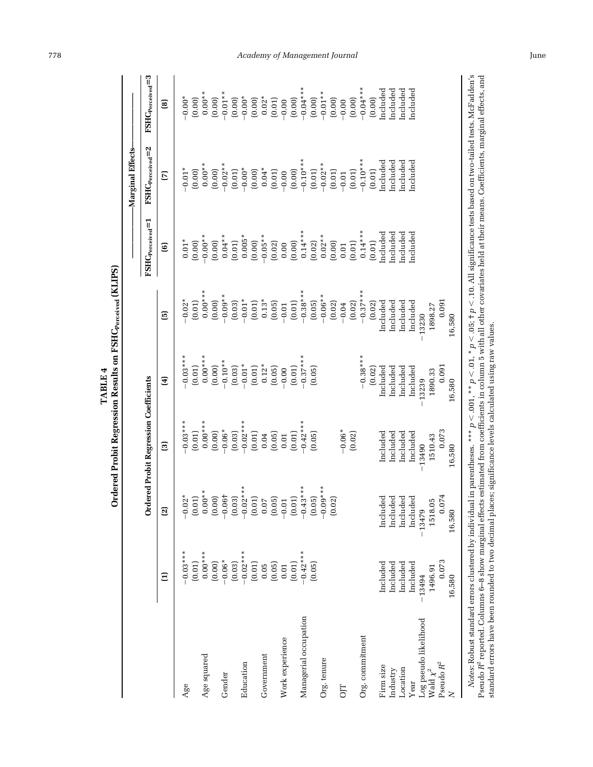**TABLE 4**
**Ordered Probit Regression Results on $FSHC_{Perceived}$ (KLIPS)**

| | Ordered Probit Regression Coefficients | | | | | Marginal Effects | | |
|---|---|---|---|---|---|---|---|---|
| | (1) | (2) | (3) | (4) | (5) | $FSHC_{Perceived}$=1 (6) | $FSHC_{Perceived}$=2 (7) | $FSHC_{Perceived}$=3 (8) |
| Age | −0.03*** | −0.02* | −0.03*** | −0.03*** | −0.02* | 0.01* | −0.01* | −0.00* |
| | (0.01) | (0.01) | (0.01) | (0.01) | (0.01) | (0.00) | (0.00) | (0.00) |
| Age squared | 0.00*** | 0.00** | 0.00*** | 0.00*** | 0.00*** | −0.00** | 0.00** | 0.00** |
| | (0.00) | (0.00) | (0.00) | (0.00) | (0.00) | (0.00) | (0.00) | (0.00) |
| Gender | −0.06* | −0.06† | −0.06* | −0.10** | −0.09** | 0.04** | −0.02** | −0.01** |
| | (0.03) | (0.03) | (0.03) | (0.03) | (0.03) | (0.01) | (0.01) | (0.00) |
| Education | −0.02*** | −0.02*** | −0.02*** | −0.01* | −0.01* | 0.005* | −0.00* | −0.00* |
| | (0.01) | (0.01) | (0.01) | (0.01) | (0.01) | (0.00) | (0.00) | (0.00) |
| Government | 0.05 | 0.07 | 0.04 | 0.12* | 0.13* | −0.05** | 0.04* | 0.02* |
| | (0.05) | (0.05) | (0.05) | (0.05) | (0.05) | (0.02) | (0.01) | (0.01) |
| Work experience | 0.01 | −0.01 | 0.01 | −0.00 | −0.01 | 0.00 | −0.00 | −0.00 |
| | (0.01) | (0.01) | (0.01) | (0.01) | (0.01) | (0.00) | (0.00) | (0.00) |
| Managerial occupation | −0.42*** | −0.43*** | −0.42*** | −0.37*** | −0.38*** | 0.14*** | −0.10*** | −0.04*** |
| | (0.05) | (0.05) | (0.05) | (0.05) | (0.05) | (0.02) | (0.01) | (0.00) |
| Org. tenure | | −0.09*** | | | −0.06** | 0.02** | −0.02** | −0.01** |
| | | (0.02) | | | (0.02) | (0.00) | (0.01) | (0.00) |
| OJT | | | −0.06* | | −0.04 | 0.01 | −0.01 | −0.00 |
| | | | (0.02) | | (0.02) | (0.01) | (0.01) | (0.00) |
| Org. commitment | | | | −0.38*** | −0.37*** | 0.14*** | −0.10*** | −0.04*** |
| | | | | (0.02) | (0.02) | (0.01) | (0.01) | (0.00) |
| Firm size | Included | Included | Included | Included | Included | Included | Included | Included |
| Industry | Included | Included | Included | Included | Included | Included | Included | Included |
| Location | Included | Included | Included | Included | Included | Included | Included | Included |
| Year | Included | Included | Included | Included | Included | Included | Included | Included |
| Log pseudo likelihood | −13494 | −13479 | −13490 | −13239 | −13230 | | | |
| Wald $\chi^2$ | 1496.91 | 1518.05 | 1510.43 | 1890.33 | 1898.27 | | | |
| Pseudo $R^2$ | 0.073 | 0.074 | 0.073 | 0.091 | 0.091 | | | |
| $N$ | 16,580 | 16,580 | 16,580 | 16,580 | 16,580 | | | |

*Notes:* Robust standard errors clustered by individual in parentheses. *** $p < .001$, ** $p < .01$, * $p < .05$; † $p < .10$. All significance tests based on two-tailed tests. McFadden's Pseudo $R^2$ reported. Columns 6–8 show marginal effects estimated from coefficients in column 5 with all other covariates held at their means. Coefficients, marginal effects, and standard errors have been rounded to two decimal places; significance levels calculated using raw values.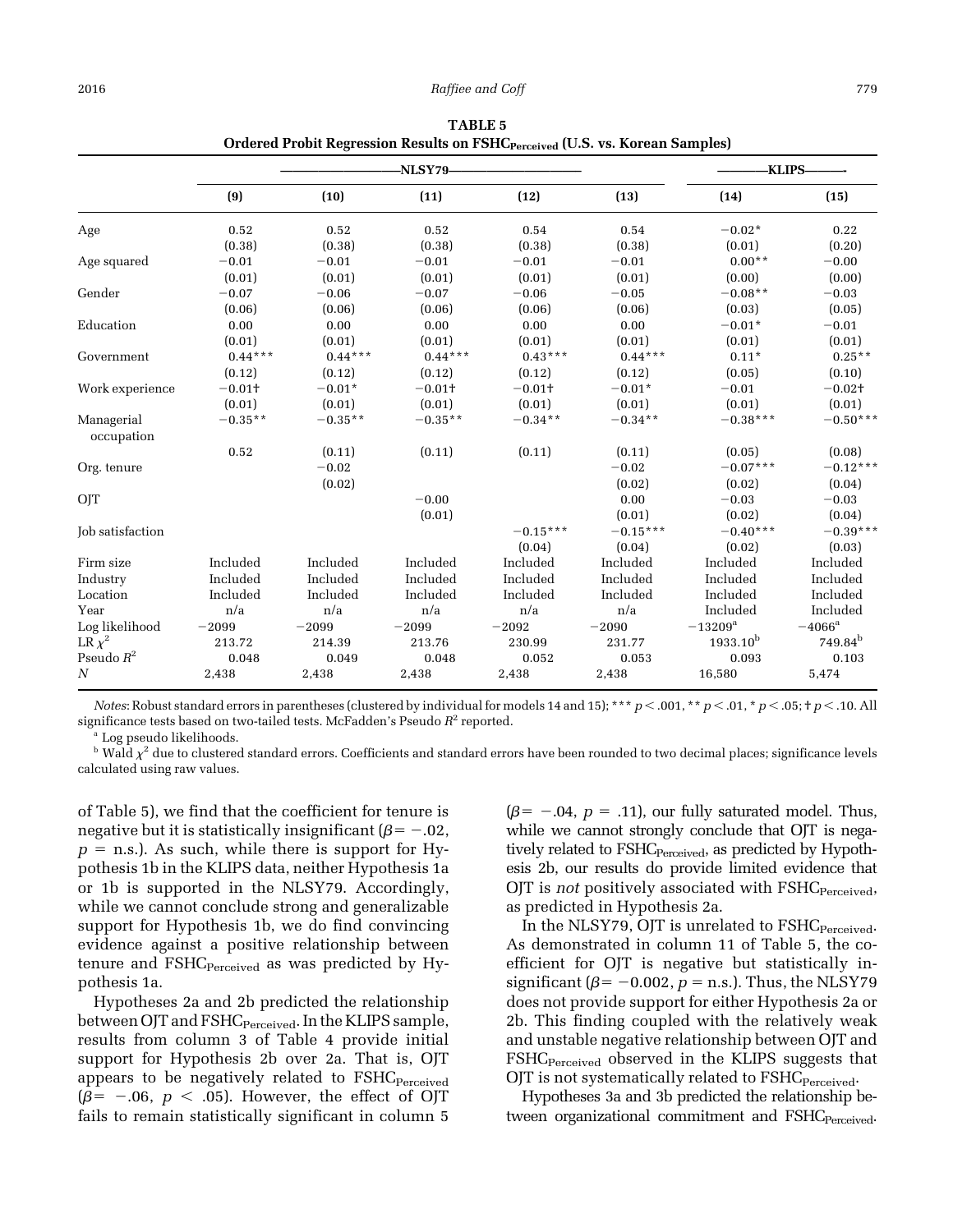**TABLE 5**
**Ordered Probit Regression Results on $FSHC_{Perceived}$ (U.S. vs. Korean Samples)**

| | NLSY79 | | | | | KLIPS | |
|---|---|---|---|---|---|---|---|
| | (9) | (10) | (11) | (12) | (13) | (14) | (15) |
| Age | 0.52 | 0.52 | 0.52 | 0.54 | 0.54 | −0.02* | 0.22 |
| | (0.38) | (0.38) | (0.38) | (0.38) | (0.38) | (0.01) | (0.20) |
| Age squared | −0.01 | −0.01 | −0.01 | −0.01 | −0.01 | 0.00** | −0.00 |
| | (0.01) | (0.01) | (0.01) | (0.01) | (0.01) | (0.00) | (0.00) |
| Gender | −0.07 | −0.06 | −0.07 | −0.06 | −0.05 | −0.08** | −0.03 |
| | (0.06) | (0.06) | (0.06) | (0.06) | (0.06) | (0.03) | (0.05) |
| Education | 0.00 | 0.00 | 0.00 | 0.00 | 0.00 | −0.01* | −0.01 |
| | (0.01) | (0.01) | (0.01) | (0.01) | (0.01) | (0.01) | (0.01) |
| Government | 0.44*** | 0.44*** | 0.44*** | 0.43*** | 0.44*** | 0.11* | 0.25** |
| | (0.12) | (0.12) | (0.12) | (0.12) | (0.12) | (0.05) | (0.10) |
| Work experience | −0.01† | −0.01* | −0.01† | −0.01† | −0.01* | −0.01 | −0.02† |
| | (0.01) | (0.01) | (0.01) | (0.01) | (0.01) | (0.01) | (0.01) |
| Managerial occupation | −0.35** | −0.35** | −0.35** | −0.34** | −0.34** | −0.38*** | −0.50*** |
| | 0.52 | (0.11) | (0.11) | (0.11) | (0.11) | (0.05) | (0.08) |
| Org. tenure | | −0.02 | | | −0.02 | −0.07*** | −0.12*** |
| | | (0.02) | | | (0.02) | (0.02) | (0.04) |
| OJT | | | −0.00 | | 0.00 | −0.03 | −0.03 |
| | | | (0.01) | | (0.01) | (0.02) | (0.04) |
| Job satisfaction | | | | −0.15*** | −0.15*** | −0.40*** | −0.39*** |
| | | | | (0.04) | (0.04) | (0.02) | (0.03) |
| Firm size | Included | Included | Included | Included | Included | Included | Included |
| Industry | Included | Included | Included | Included | Included | Included | Included |
| Location | Included | Included | Included | Included | Included | Included | Included |
| Year | n/a | n/a | n/a | n/a | n/a | Included | Included |
| Log likelihood | −2099 | −2099 | −2099 | −2092 | −2090 | −13209[a] | −4066[a] |
| LR $\chi^2$ | 213.72 | 214.39 | 213.76 | 230.99 | 231.77 | 1933.10[b] | 749.84[b] |
| Pseudo $R^2$ | 0.048 | 0.049 | 0.048 | 0.052 | 0.053 | 0.093 | 0.103 |
| $N$ | 2,438 | 2,438 | 2,438 | 2,438 | 2,438 | 16,580 | 5,474 |

*Notes*: Robust standard errors in parentheses (clustered by individual for models 14 and 15); *** $p < .001$, ** $p < .01$, * $p < .05$; † $p < .10$. All significance tests based on two-tailed tests. McFadden's Pseudo $R^2$ reported.

[a] Log pseudo likelihoods.

[b] Wald $\chi^2$ due to clustered standard errors. Coefficients and standard errors have been rounded to two decimal places; significance levels calculated using raw values.

of Table 5), we find that the coefficient for tenure is negative but it is statistically insignificant ($\beta = -.02$, $p$ = n.s.). As such, while there is support for Hypothesis 1b in the KLIPS data, neither Hypothesis 1a or 1b is supported in the NLSY79. Accordingly, while we cannot conclude strong and generalizable support for Hypothesis 1b, we do find convincing evidence against a positive relationship between tenure and $FSHC_{Perceived}$ as was predicted by Hypothesis 1a.

Hypotheses 2a and 2b predicted the relationship between OJT and $FSHC_{Perceived}$. In the KLIPS sample, results from column 3 of Table 4 provide initial support for Hypothesis 2b over 2a. That is, OJT appears to be negatively related to $FSHC_{Perceived}$ ($\beta = -.06$, $p < .05$). However, the effect of OJT fails to remain statistically significant in column 5 ($\beta = -.04$, $p = .11$), our fully saturated model. Thus, while we cannot strongly conclude that OJT is negatively related to $FSHC_{Perceived}$, as predicted by Hypothesis 2b, our results do provide limited evidence that OJT is *not* positively associated with $FSHC_{Perceived}$, as predicted in Hypothesis 2a.

In the NLSY79, OJT is unrelated to $FSHC_{Perceived}$. As demonstrated in column 11 of Table 5, the coefficient for OJT is negative but statistically insignificant ($\beta = -0.002$, $p$ = n.s.). Thus, the NLSY79 does not provide support for either Hypothesis 2a or 2b. This finding coupled with the relatively weak and unstable negative relationship between OJT and $FSHC_{Perceived}$ observed in the KLIPS suggests that OJT is not systematically related to $FSHC_{Perceived}$.

Hypotheses 3a and 3b predicted the relationship between organizational commitment and $FSHC_{Perceived}$.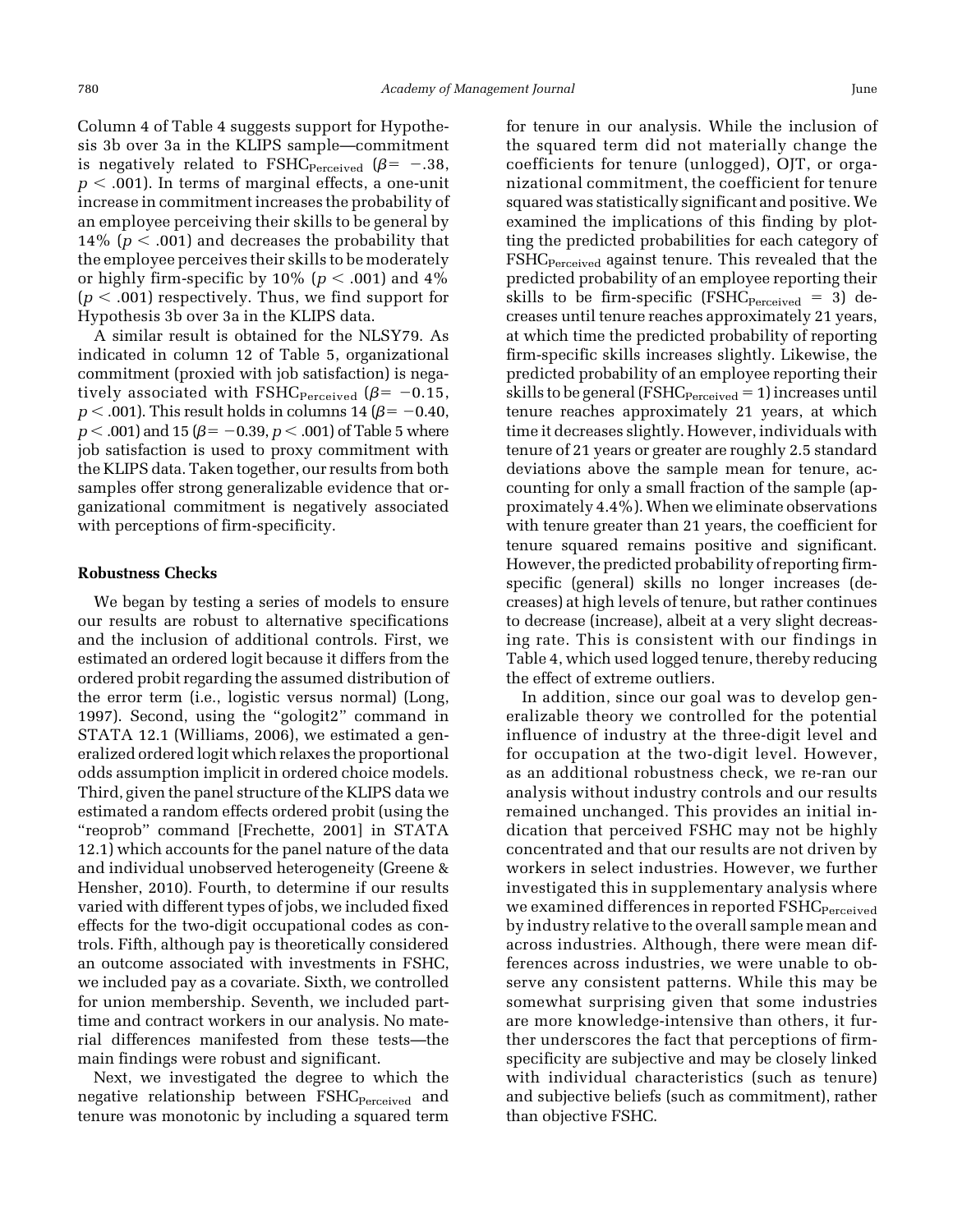Column 4 of Table 4 suggests support for Hypothesis 3b over 3a in the KLIPS sample—commitment is negatively related to $FSHC_{Perceived}$ ($\beta = -.38$, $p < .001$). In terms of marginal effects, a one-unit increase in commitment increases the probability of an employee perceiving their skills to be general by 14% ($p < .001$) and decreases the probability that the employee perceives their skills to be moderately or highly firm-specific by 10% ($p < .001$) and 4% ($p < .001$) respectively. Thus, we find support for Hypothesis 3b over 3a in the KLIPS data.

A similar result is obtained for the NLSY79. As indicated in column 12 of Table 5, organizational commitment (proxied with job satisfaction) is negatively associated with $FSHC_{Perceived}$ ($\beta = -0.15$, $p < .001$). This result holds in columns 14 ($\beta = -0.40$, $p < .001$) and 15 ($\beta = -0.39$, $p < .001$) of Table 5 where job satisfaction is used to proxy commitment with the KLIPS data. Taken together, our results from both samples offer strong generalizable evidence that organizational commitment is negatively associated with perceptions of firm-specificity.

### Robustness Checks

We began by testing a series of models to ensure our results are robust to alternative specifications and the inclusion of additional controls. First, we estimated an ordered logit because it differs from the ordered probit regarding the assumed distribution of the error term (i.e., logistic versus normal) (Long, 1997). Second, using the "gologit2" command in STATA 12.1 (Williams, 2006), we estimated a generalized ordered logit which relaxes the proportional odds assumption implicit in ordered choice models. Third, given the panel structure of the KLIPS data we estimated a random effects ordered probit (using the "reoprob" command [Frechette, 2001] in STATA 12.1) which accounts for the panel nature of the data and individual unobserved heterogeneity (Greene & Hensher, 2010). Fourth, to determine if our results varied with different types of jobs, we included fixed effects for the two-digit occupational codes as controls. Fifth, although pay is theoretically considered an outcome associated with investments in FSHC, we included pay as a covariate. Sixth, we controlled for union membership. Seventh, we included part-time and contract workers in our analysis. No material differences manifested from these tests—the main findings were robust and significant.

Next, we investigated the degree to which the negative relationship between $FSHC_{Perceived}$ and tenure was monotonic by including a squared term for tenure in our analysis. While the inclusion of the squared term did not materially change the coefficients for tenure (unlogged), OJT, or organizational commitment, the coefficient for tenure squared was statistically significant and positive. We examined the implications of this finding by plotting the predicted probabilities for each category of $FSHC_{Perceived}$ against tenure. This revealed that the predicted probability of an employee reporting their skills to be firm-specific ($FSHC_{Perceived} = 3$) decreases until tenure reaches approximately 21 years, at which time the predicted probability of reporting firm-specific skills increases slightly. Likewise, the predicted probability of an employee reporting their skills to be general ($FSHC_{Perceived} = 1$) increases until tenure reaches approximately 21 years, at which time it decreases slightly. However, individuals with tenure of 21 years or greater are roughly 2.5 standard deviations above the sample mean for tenure, accounting for only a small fraction of the sample (approximately 4.4%). When we eliminate observations with tenure greater than 21 years, the coefficient for tenure squared remains positive and significant. However, the predicted probability of reporting firm-specific (general) skills no longer increases (decreases) at high levels of tenure, but rather continues to decrease (increase), albeit at a very slight decreasing rate. This is consistent with our findings in Table 4, which used logged tenure, thereby reducing the effect of extreme outliers.

In addition, since our goal was to develop generalizable theory we controlled for the potential influence of industry at the three-digit level and for occupation at the two-digit level. However, as an additional robustness check, we re-ran our analysis without industry controls and our results remained unchanged. This provides an initial indication that perceived FSHC may not be highly concentrated and that our results are not driven by workers in select industries. However, we further investigated this in supplementary analysis where we examined differences in reported $FSHC_{Perceived}$ by industry relative to the overall sample mean and across industries. Although, there were mean differences across industries, we were unable to observe any consistent patterns. While this may be somewhat surprising given that some industries are more knowledge-intensive than others, it further underscores the fact that perceptions of firm-specificity are subjective and may be closely linked with individual characteristics (such as tenure) and subjective beliefs (such as commitment), rather than objective FSHC.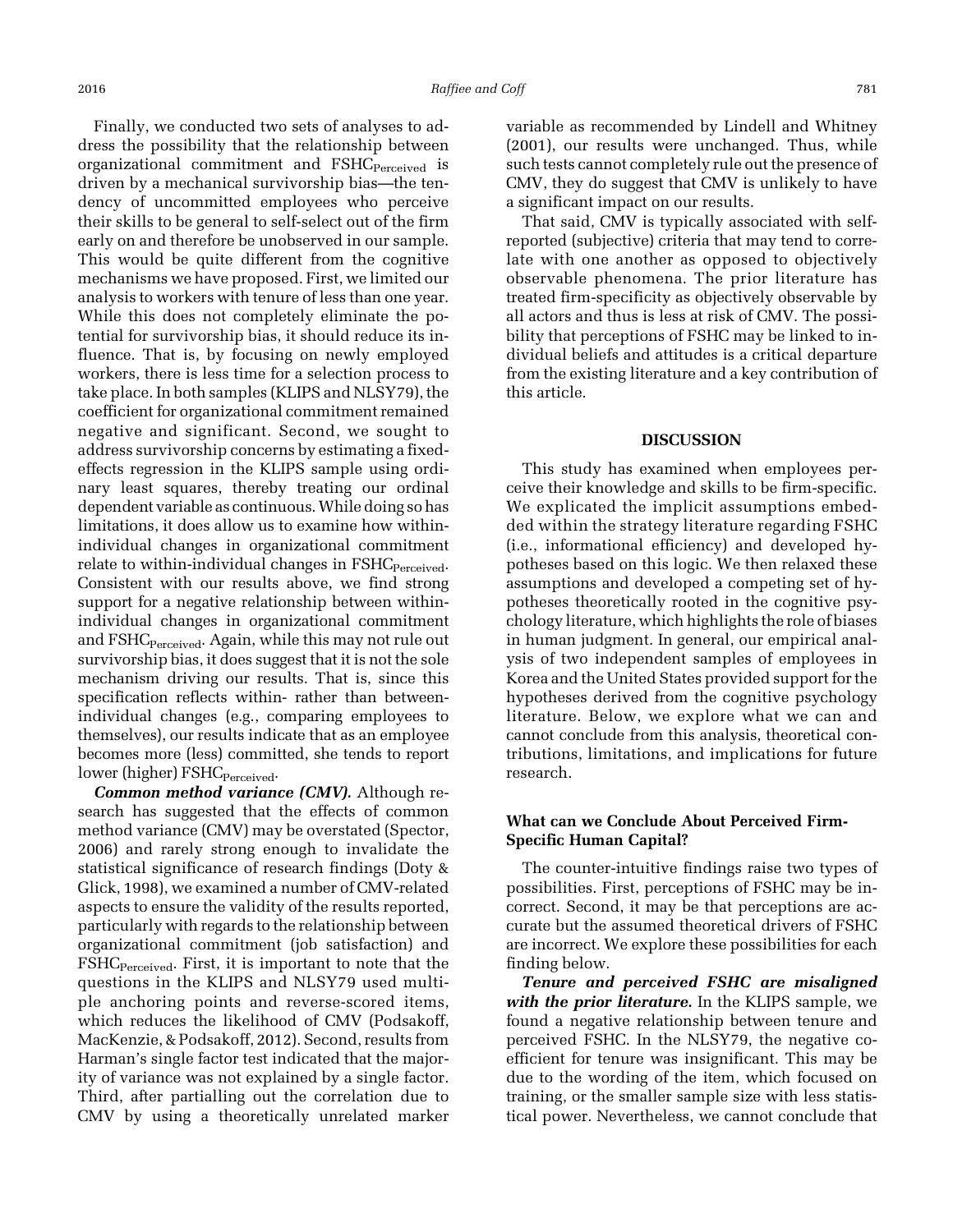Finally, we conducted two sets of analyses to address the possibility that the relationship between organizational commitment and $FSHC_{Perceived}$ is driven by a mechanical survivorship bias—the tendency of uncommitted employees who perceive their skills to be general to self-select out of the firm early on and therefore be unobserved in our sample. This would be quite different from the cognitive mechanisms we have proposed. First, we limited our analysis to workers with tenure of less than one year. While this does not completely eliminate the potential for survivorship bias, it should reduce its influence. That is, by focusing on newly employed workers, there is less time for a selection process to take place. In both samples (KLIPS and NLSY79), the coefficient for organizational commitment remained negative and significant. Second, we sought to address survivorship concerns by estimating a fixed-effects regression in the KLIPS sample using ordinary least squares, thereby treating our ordinal dependent variable as continuous. While doing so has limitations, it does allow us to examine how within-individual changes in organizational commitment relate to within-individual changes in $FSHC_{Perceived}$. Consistent with our results above, we find strong support for a negative relationship between within-individual changes in organizational commitment and $FSHC_{Perceived}$. Again, while this may not rule out survivorship bias, it does suggest that it is not the sole mechanism driving our results. That is, since this specification reflects within- rather than between-individual changes (e.g., comparing employees to themselves), our results indicate that as an employee becomes more (less) committed, she tends to report lower (higher) $FSHC_{Perceived}$.

***Common method variance (CMV).*** Although research has suggested that the effects of common method variance (CMV) may be overstated (Spector, 2006) and rarely strong enough to invalidate the statistical significance of research findings (Doty & Glick, 1998), we examined a number of CMV-related aspects to ensure the validity of the results reported, particularly with regards to the relationship between organizational commitment (job satisfaction) and $FSHC_{Perceived}$. First, it is important to note that the questions in the KLIPS and NLSY79 used multiple anchoring points and reverse-scored items, which reduces the likelihood of CMV (Podsakoff, MacKenzie, & Podsakoff, 2012). Second, results from Harman's single factor test indicated that the majority of variance was not explained by a single factor. Third, after partialling out the correlation due to CMV by using a theoretically unrelated marker variable as recommended by Lindell and Whitney (2001), our results were unchanged. Thus, while such tests cannot completely rule out the presence of CMV, they do suggest that CMV is unlikely to have a significant impact on our results.

That said, CMV is typically associated with self-reported (subjective) criteria that may tend to correlate with one another as opposed to objectively observable phenomena. The prior literature has treated firm-specificity as objectively observable by all actors and thus is less at risk of CMV. The possibility that perceptions of FSHC may be linked to individual beliefs and attitudes is a critical departure from the existing literature and a key contribution of this article.

## DISCUSSION

This study has examined when employees perceive their knowledge and skills to be firm-specific. We explicated the implicit assumptions embedded within the strategy literature regarding FSHC (i.e., informational efficiency) and developed hypotheses based on this logic. We then relaxed these assumptions and developed a competing set of hypotheses theoretically rooted in the cognitive psychology literature, which highlights the role of biases in human judgment. In general, our empirical analysis of two independent samples of employees in Korea and the United States provided support for the hypotheses derived from the cognitive psychology literature. Below, we explore what we can and cannot conclude from this analysis, theoretical contributions, limitations, and implications for future research.

### What can we Conclude About Perceived Firm-Specific Human Capital?

The counter-intuitive findings raise two types of possibilities. First, perceptions of FSHC may be incorrect. Second, it may be that perceptions are accurate but the assumed theoretical drivers of FSHC are incorrect. We explore these possibilities for each finding below.

***Tenure and perceived FSHC are misaligned with the prior literature.*** In the KLIPS sample, we found a negative relationship between tenure and perceived FSHC. In the NLSY79, the negative coefficient for tenure was insignificant. This may be due to the wording of the item, which focused on training, or the smaller sample size with less statistical power. Nevertheless, we cannot conclude that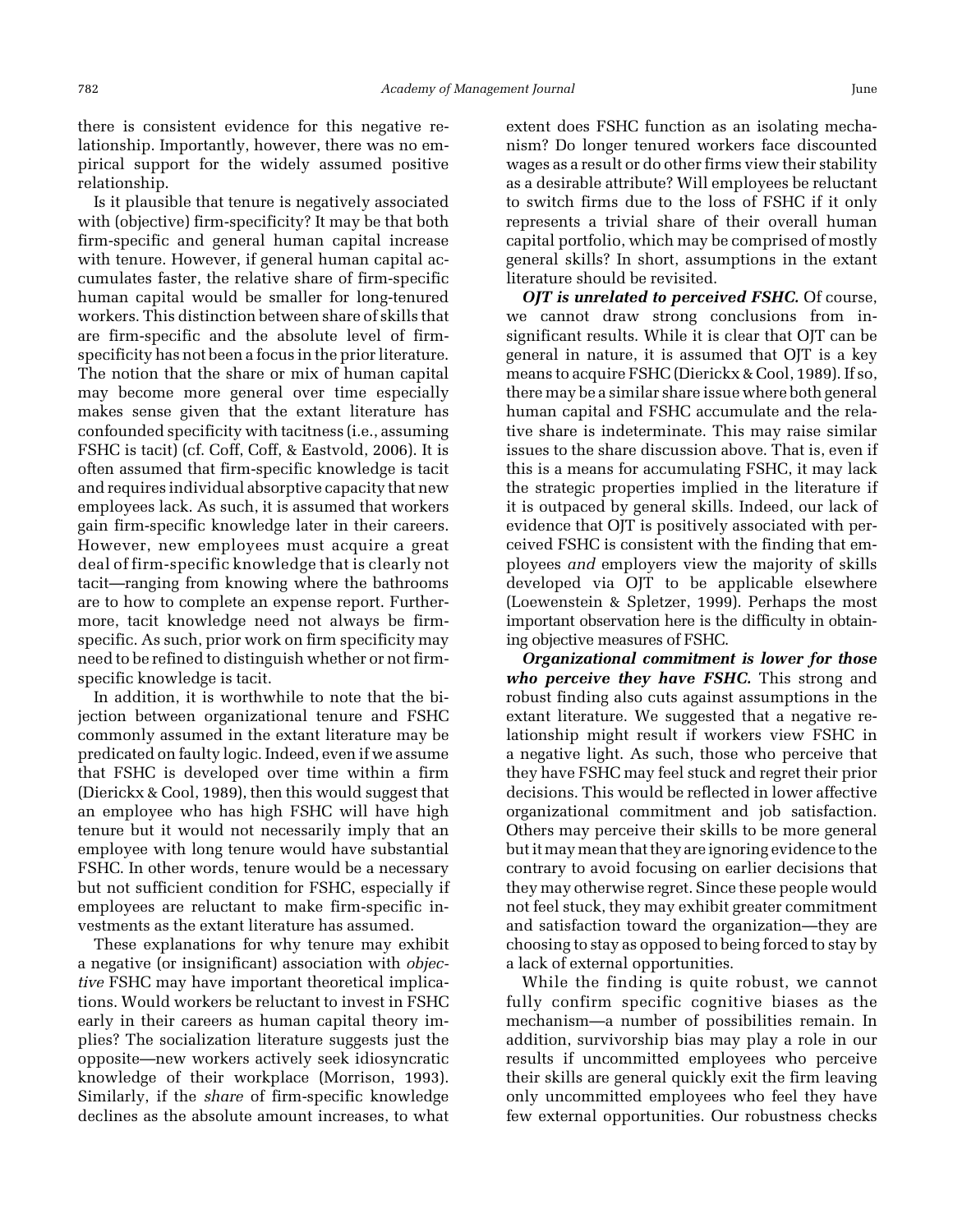there is consistent evidence for this negative relationship. Importantly, however, there was no empirical support for the widely assumed positive relationship.

Is it plausible that tenure is negatively associated with (objective) firm-specificity? It may be that both firm-specific and general human capital increase with tenure. However, if general human capital accumulates faster, the relative share of firm-specific human capital would be smaller for long-tenured workers. This distinction between share of skills that are firm-specific and the absolute level of firm-specificity has not been a focus in the prior literature. The notion that the share or mix of human capital may become more general over time especially makes sense given that the extant literature has confounded specificity with tacitness (i.e., assuming FSHC is tacit) (cf. Coff, Coff, & Eastvold, 2006). It is often assumed that firm-specific knowledge is tacit and requires individual absorptive capacity that new employees lack. As such, it is assumed that workers gain firm-specific knowledge later in their careers. However, new employees must acquire a great deal of firm-specific knowledge that is clearly not tacit—ranging from knowing where the bathrooms are to how to complete an expense report. Furthermore, tacit knowledge need not always be firm-specific. As such, prior work on firm specificity may need to be refined to distinguish whether or not firm-specific knowledge is tacit.

In addition, it is worthwhile to note that the bijection between organizational tenure and FSHC commonly assumed in the extant literature may be predicated on faulty logic. Indeed, even if we assume that FSHC is developed over time within a firm (Dierickx & Cool, 1989), then this would suggest that an employee who has high FSHC will have high tenure but it would not necessarily imply that an employee with long tenure would have substantial FSHC. In other words, tenure would be a necessary but not sufficient condition for FSHC, especially if employees are reluctant to make firm-specific investments as the extant literature has assumed.

These explanations for why tenure may exhibit a negative (or insignificant) association with *objective* FSHC may have important theoretical implications. Would workers be reluctant to invest in FSHC early in their careers as human capital theory implies? The socialization literature suggests just the opposite—new workers actively seek idiosyncratic knowledge of their workplace (Morrison, 1993). Similarly, if the *share* of firm-specific knowledge declines as the absolute amount increases, to what extent does FSHC function as an isolating mechanism? Do longer tenured workers face discounted wages as a result or do other firms view their stability as a desirable attribute? Will employees be reluctant to switch firms due to the loss of FSHC if it only represents a trivial share of their overall human capital portfolio, which may be comprised of mostly general skills? In short, assumptions in the extant literature should be revisited.

***OJT is unrelated to perceived FSHC.*** Of course, we cannot draw strong conclusions from insignificant results. While it is clear that OJT can be general in nature, it is assumed that OJT is a key means to acquire FSHC (Dierickx & Cool, 1989). If so, there may be a similar share issue where both general human capital and FSHC accumulate and the relative share is indeterminate. This may raise similar issues to the share discussion above. That is, even if this is a means for accumulating FSHC, it may lack the strategic properties implied in the literature if it is outpaced by general skills. Indeed, our lack of evidence that OJT is positively associated with perceived FSHC is consistent with the finding that employees *and* employers view the majority of skills developed via OJT to be applicable elsewhere (Loewenstein & Spletzer, 1999). Perhaps the most important observation here is the difficulty in obtaining objective measures of FSHC.

***Organizational commitment is lower for those who perceive they have FSHC.*** This strong and robust finding also cuts against assumptions in the extant literature. We suggested that a negative relationship might result if workers view FSHC in a negative light. As such, those who perceive that they have FSHC may feel stuck and regret their prior decisions. This would be reflected in lower affective organizational commitment and job satisfaction. Others may perceive their skills to be more general but it may mean that they are ignoring evidence to the contrary to avoid focusing on earlier decisions that they may otherwise regret. Since these people would not feel stuck, they may exhibit greater commitment and satisfaction toward the organization—they are choosing to stay as opposed to being forced to stay by a lack of external opportunities.

While the finding is quite robust, we cannot fully confirm specific cognitive biases as the mechanism—a number of possibilities remain. In addition, survivorship bias may play a role in our results if uncommitted employees who perceive their skills are general quickly exit the firm leaving only uncommitted employees who feel they have few external opportunities. Our robustness checks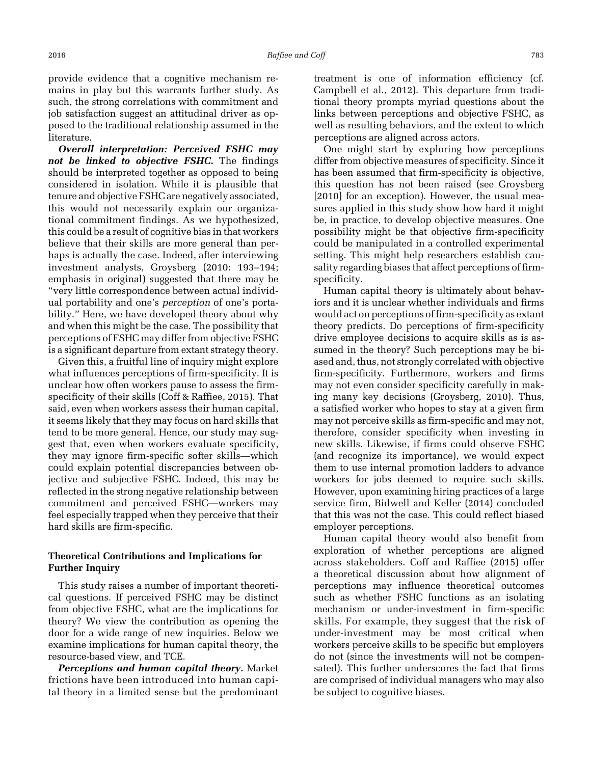provide evidence that a cognitive mechanism remains in play but this warrants further study. As such, the strong correlations with commitment and job satisfaction suggest an attitudinal driver as opposed to the traditional relationship assumed in the literature.

***Overall interpretation: Perceived FSHC may not be linked to objective FSHC.*** The findings should be interpreted together as opposed to being considered in isolation. While it is plausible that tenure and objective FSHC are negatively associated, this would not necessarily explain our organizational commitment findings. As we hypothesized, this could be a result of cognitive bias in that workers believe that their skills are more general than perhaps is actually the case. Indeed, after interviewing investment analysts, Groysberg (2010: 193–194; emphasis in original) suggested that there may be "very little correspondence between actual individual portability and one's *perception* of one's portability." Here, we have developed theory about why and when this might be the case. The possibility that perceptions of FSHC may differ from objective FSHC is a significant departure from extant strategy theory.

Given this, a fruitful line of inquiry might explore what influences perceptions of firm-specificity. It is unclear how often workers pause to assess the firm-specificity of their skills (Coff & Raffiee, 2015). That said, even when workers assess their human capital, it seems likely that they may focus on hard skills that tend to be more general. Hence, our study may suggest that, even when workers evaluate specificity, they may ignore firm-specific softer skills—which could explain potential discrepancies between objective and subjective FSHC. Indeed, this may be reflected in the strong negative relationship between commitment and perceived FSHC—workers may feel especially trapped when they perceive that their hard skills are firm-specific.

### Theoretical Contributions and Implications for Further Inquiry

This study raises a number of important theoretical questions. If perceived FSHC may be distinct from objective FSHC, what are the implications for theory? We view the contribution as opening the door for a wide range of new inquiries. Below we examine implications for human capital theory, the resource-based view, and TCE.

***Perceptions and human capital theory.*** Market frictions have been introduced into human capital theory in a limited sense but the predominant treatment is one of information efficiency (cf. Campbell et al., 2012). This departure from traditional theory prompts myriad questions about the links between perceptions and objective FSHC, as well as resulting behaviors, and the extent to which perceptions are aligned across actors.

One might start by exploring how perceptions differ from objective measures of specificity. Since it has been assumed that firm-specificity is objective, this question has not been raised (see Groysberg [2010] for an exception). However, the usual measures applied in this study show how hard it might be, in practice, to develop objective measures. One possibility might be that objective firm-specificity could be manipulated in a controlled experimental setting. This might help researchers establish causality regarding biases that affect perceptions of firm-specificity.

Human capital theory is ultimately about behaviors and it is unclear whether individuals and firms would act on perceptions of firm-specificity as extant theory predicts. Do perceptions of firm-specificity drive employee decisions to acquire skills as is assumed in the theory? Such perceptions may be biased and, thus, not strongly correlated with objective firm-specificity. Furthermore, workers and firms may not even consider specificity carefully in making many key decisions (Groysberg, 2010). Thus, a satisfied worker who hopes to stay at a given firm may not perceive skills as firm-specific and may not, therefore, consider specificity when investing in new skills. Likewise, if firms could observe FSHC (and recognize its importance), we would expect them to use internal promotion ladders to advance workers for jobs deemed to require such skills. However, upon examining hiring practices of a large service firm, Bidwell and Keller (2014) concluded that this was not the case. This could reflect biased employer perceptions.

Human capital theory would also benefit from exploration of whether perceptions are aligned across stakeholders. Coff and Raffiee (2015) offer a theoretical discussion about how alignment of perceptions may influence theoretical outcomes such as whether FSHC functions as an isolating mechanism or under-investment in firm-specific skills. For example, they suggest that the risk of under-investment may be most critical when workers perceive skills to be specific but employers do not (since the investments will not be compensated). This further underscores the fact that firms are comprised of individual managers who may also be subject to cognitive biases.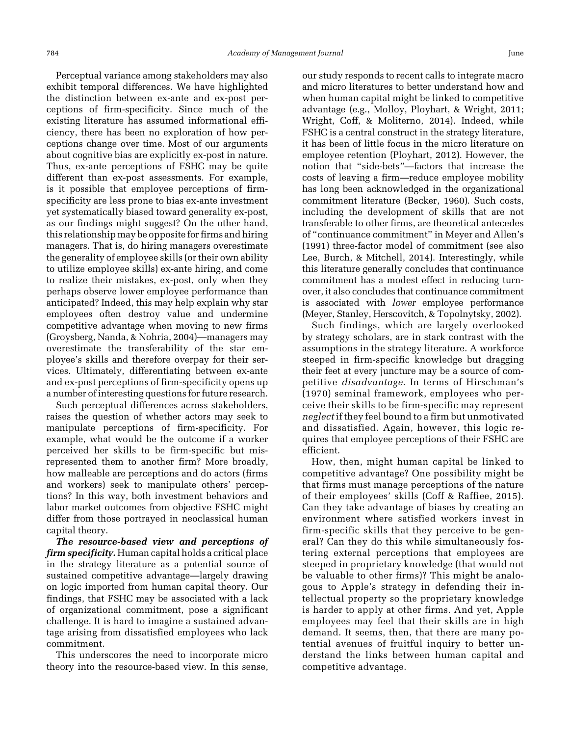Perceptual variance among stakeholders may also exhibit temporal differences. We have highlighted the distinction between ex-ante and ex-post perceptions of firm-specificity. Since much of the existing literature has assumed informational efficiency, there has been no exploration of how perceptions change over time. Most of our arguments about cognitive bias are explicitly ex-post in nature. Thus, ex-ante perceptions of FSHC may be quite different than ex-post assessments. For example, is it possible that employee perceptions of firm-specificity are less prone to bias ex-ante investment yet systematically biased toward generality ex-post, as our findings might suggest? On the other hand, this relationship may be opposite for firms and hiring managers. That is, do hiring managers overestimate the generality of employee skills (or their own ability to utilize employee skills) ex-ante hiring, and come to realize their mistakes, ex-post, only when they perhaps observe lower employee performance than anticipated? Indeed, this may help explain why star employees often destroy value and undermine competitive advantage when moving to new firms (Groysberg, Nanda, & Nohria, 2004)—managers may overestimate the transferability of the star employee's skills and therefore overpay for their services. Ultimately, differentiating between ex-ante and ex-post perceptions of firm-specificity opens up a number of interesting questions for future research.

Such perceptual differences across stakeholders, raises the question of whether actors may seek to manipulate perceptions of firm-specificity. For example, what would be the outcome if a worker perceived her skills to be firm-specific but misrepresented them to another firm? More broadly, how malleable are perceptions and do actors (firms and workers) seek to manipulate others' perceptions? In this way, both investment behaviors and labor market outcomes from objective FSHC might differ from those portrayed in neoclassical human capital theory.

***The resource-based view and perceptions of firm specificity.*** Human capital holds a critical place in the strategy literature as a potential source of sustained competitive advantage—largely drawing on logic imported from human capital theory. Our findings, that FSHC may be associated with a lack of organizational commitment, pose a significant challenge. It is hard to imagine a sustained advantage arising from dissatisfied employees who lack commitment.

This underscores the need to incorporate micro theory into the resource-based view. In this sense, our study responds to recent calls to integrate macro and micro literatures to better understand how and when human capital might be linked to competitive advantage (e.g., Molloy, Ployhart, & Wright, 2011; Wright, Coff, & Moliterno, 2014). Indeed, while FSHC is a central construct in the strategy literature, it has been of little focus in the micro literature on employee retention (Ployhart, 2012). However, the notion that "side-bets"—factors that increase the costs of leaving a firm—reduce employee mobility has long been acknowledged in the organizational commitment literature (Becker, 1960). Such costs, including the development of skills that are not transferable to other firms, are theoretical antecedes of "continuance commitment" in Meyer and Allen's (1991) three-factor model of commitment (see also Lee, Burch, & Mitchell, 2014). Interestingly, while this literature generally concludes that continuance commitment has a modest effect in reducing turnover, it also concludes that continuance commitment is associated with *lower* employee performance (Meyer, Stanley, Herscovitch, & Topolnytsky, 2002).

Such findings, which are largely overlooked by strategy scholars, are in stark contrast with the assumptions in the strategy literature. A workforce steeped in firm-specific knowledge but dragging their feet at every juncture may be a source of competitive *disadvantage*. In terms of Hirschman's (1970) seminal framework, employees who perceive their skills to be firm-specific may represent *neglect* if they feel bound to a firm but unmotivated and dissatisfied. Again, however, this logic requires that employee perceptions of their FSHC are efficient.

How, then, might human capital be linked to competitive advantage? One possibility might be that firms must manage perceptions of the nature of their employees' skills (Coff & Raffiee, 2015). Can they take advantage of biases by creating an environment where satisfied workers invest in firm-specific skills that they perceive to be general? Can they do this while simultaneously fostering external perceptions that employees are steeped in proprietary knowledge (that would not be valuable to other firms)? This might be analogous to Apple's strategy in defending their intellectual property so the proprietary knowledge is harder to apply at other firms. And yet, Apple employees may feel that their skills are in high demand. It seems, then, that there are many potential avenues of fruitful inquiry to better understand the links between human capital and competitive advantage.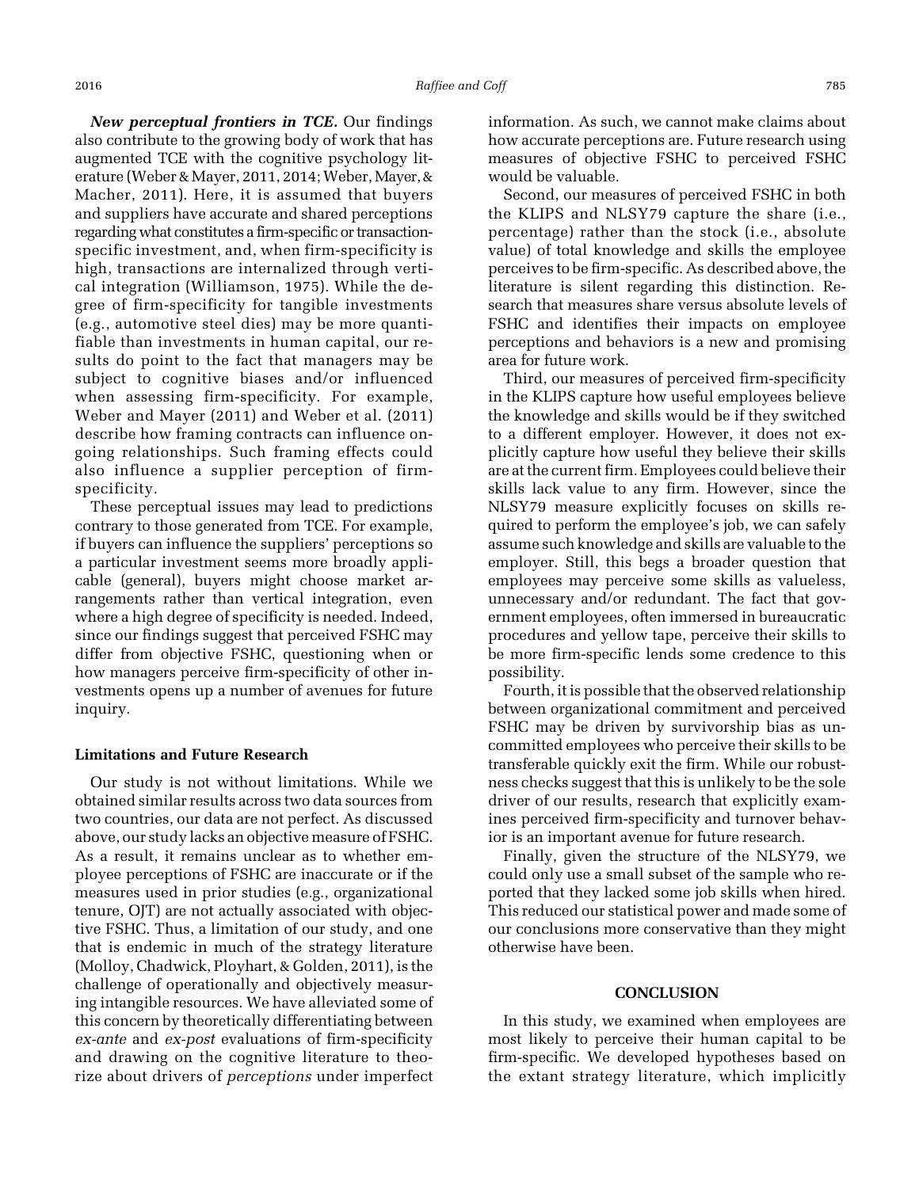***New perceptual frontiers in TCE.*** Our findings also contribute to the growing body of work that has augmented TCE with the cognitive psychology literature (Weber & Mayer, 2011, 2014; Weber, Mayer, & Macher, 2011). Here, it is assumed that buyers and suppliers have accurate and shared perceptions regarding what constitutes a firm-specific or transaction-specific investment, and, when firm-specificity is high, transactions are internalized through vertical integration (Williamson, 1975). While the degree of firm-specificity for tangible investments (e.g., automotive steel dies) may be more quantifiable than investments in human capital, our results do point to the fact that managers may be subject to cognitive biases and/or influenced when assessing firm-specificity. For example, Weber and Mayer (2011) and Weber et al. (2011) describe how framing contracts can influence ongoing relationships. Such framing effects could also influence a supplier perception of firm-specificity.

These perceptual issues may lead to predictions contrary to those generated from TCE. For example, if buyers can influence the suppliers' perceptions so a particular investment seems more broadly applicable (general), buyers might choose market arrangements rather than vertical integration, even where a high degree of specificity is needed. Indeed, since our findings suggest that perceived FSHC may differ from objective FSHC, questioning when or how managers perceive firm-specificity of other investments opens up a number of avenues for future inquiry.

### Limitations and Future Research

Our study is not without limitations. While we obtained similar results across two data sources from two countries, our data are not perfect. As discussed above, our study lacks an objective measure of FSHC. As a result, it remains unclear as to whether employee perceptions of FSHC are inaccurate or if the measures used in prior studies (e.g., organizational tenure, OJT) are not actually associated with objective FSHC. Thus, a limitation of our study, and one that is endemic in much of the strategy literature (Molloy, Chadwick, Ployhart, & Golden, 2011), is the challenge of operationally and objectively measuring intangible resources. We have alleviated some of this concern by theoretically differentiating between *ex-ante* and *ex-post* evaluations of firm-specificity and drawing on the cognitive literature to theorize about drivers of *perceptions* under imperfect information. As such, we cannot make claims about how accurate perceptions are. Future research using measures of objective FSHC to perceived FSHC would be valuable.

Second, our measures of perceived FSHC in both the KLIPS and NLSY79 capture the share (i.e., percentage) rather than the stock (i.e., absolute value) of total knowledge and skills the employee perceives to be firm-specific. As described above, the literature is silent regarding this distinction. Research that measures share versus absolute levels of FSHC and identifies their impacts on employee perceptions and behaviors is a new and promising area for future work.

Third, our measures of perceived firm-specificity in the KLIPS capture how useful employees believe the knowledge and skills would be if they switched to a different employer. However, it does not explicitly capture how useful they believe their skills are at the current firm. Employees could believe their skills lack value to any firm. However, since the NLSY79 measure explicitly focuses on skills required to perform the employee's job, we can safely assume such knowledge and skills are valuable to the employer. Still, this begs a broader question that employees may perceive some skills as valueless, unnecessary and/or redundant. The fact that government employees, often immersed in bureaucratic procedures and yellow tape, perceive their skills to be more firm-specific lends some credence to this possibility.

Fourth, it is possible that the observed relationship between organizational commitment and perceived FSHC may be driven by survivorship bias as uncommitted employees who perceive their skills to be transferable quickly exit the firm. While our robustness checks suggest that this is unlikely to be the sole driver of our results, research that explicitly examines perceived firm-specificity and turnover behavior is an important avenue for future research.

Finally, given the structure of the NLSY79, we could only use a small subset of the sample who reported that they lacked some job skills when hired. This reduced our statistical power and made some of our conclusions more conservative than they might otherwise have been.

## CONCLUSION

In this study, we examined when employees are most likely to perceive their human capital to be firm-specific. We developed hypotheses based on the extant strategy literature, which implicitly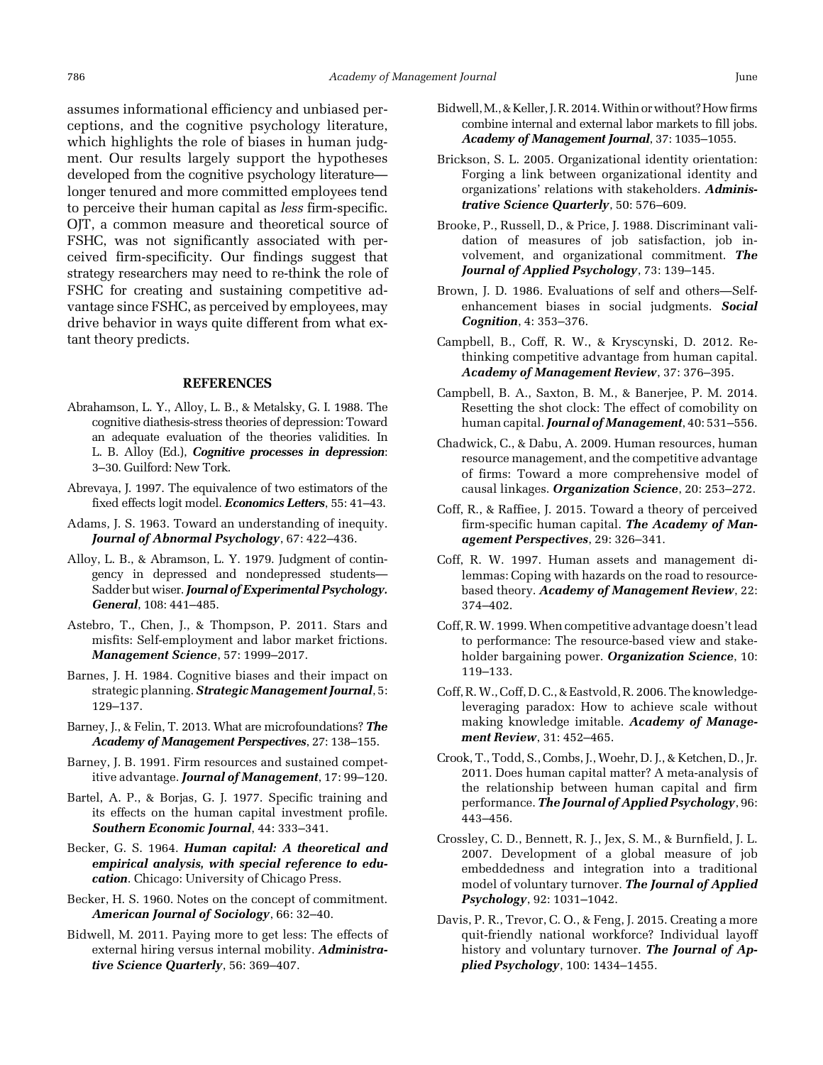assumes informational efficiency and unbiased perceptions, and the cognitive psychology literature, which highlights the role of biases in human judgment. Our results largely support the hypotheses developed from the cognitive psychology literature—longer tenured and more committed employees tend to perceive their human capital as *less* firm-specific. OJT, a common measure and theoretical source of FSHC, was not significantly associated with perceived firm-specificity. Our findings suggest that strategy researchers may need to re-think the role of FSHC for creating and sustaining competitive advantage since FSHC, as perceived by employees, may drive behavior in ways quite different from what extant theory predicts.

## REFERENCES

Abrahamson, L. Y., Alloy, L. B., & Metalsky, G. I. 1988. The cognitive diathesis-stress theories of depression: Toward an adequate evaluation of the theories validities. In L. B. Alloy (Ed.), ***Cognitive processes in depression***: 3–30. Guilford: New Tork.

Abrevaya, J. 1997. The equivalence of two estimators of the fixed effects logit model. ***Economics Letters***, 55: 41–43.

Adams, J. S. 1963. Toward an understanding of inequity. ***Journal of Abnormal Psychology***, 67: 422–436.

Alloy, L. B., & Abramson, L. Y. 1979. Judgment of contingency in depressed and nondepressed students—Sadder but wiser. ***Journal of Experimental Psychology. General***, 108: 441–485.

Astebro, T., Chen, J., & Thompson, P. 2011. Stars and misfits: Self-employment and labor market frictions. ***Management Science***, 57: 1999–2017.

Barnes, J. H. 1984. Cognitive biases and their impact on strategic planning. ***Strategic Management Journal***, 5: 129–137.

Barney, J., & Felin, T. 2013. What are microfoundations? ***The Academy of Management Perspectives***, 27: 138–155.

Barney, J. B. 1991. Firm resources and sustained competitive advantage. ***Journal of Management***, 17: 99–120.

Bartel, A. P., & Borjas, G. J. 1977. Specific training and its effects on the human capital investment profile. ***Southern Economic Journal***, 44: 333–341.

Becker, G. S. 1964. ***Human capital: A theoretical and empirical analysis, with special reference to education***. Chicago: University of Chicago Press.

Becker, H. S. 1960. Notes on the concept of commitment. ***American Journal of Sociology***, 66: 32–40.

Bidwell, M. 2011. Paying more to get less: The effects of external hiring versus internal mobility. ***Administrative Science Quarterly***, 56: 369–407.

Bidwell, M., & Keller, J. R. 2014. Within or without? How firms combine internal and external labor markets to fill jobs. ***Academy of Management Journal***, 37: 1035–1055.

Brickson, S. L. 2005. Organizational identity orientation: Forging a link between organizational identity and organizations' relations with stakeholders. ***Administrative Science Quarterly***, 50: 576–609.

Brooke, P., Russell, D., & Price, J. 1988. Discriminant validation of measures of job satisfaction, job involvement, and organizational commitment. ***The Journal of Applied Psychology***, 73: 139–145.

Brown, J. D. 1986. Evaluations of self and others—Self-enhancement biases in social judgments. ***Social Cognition***, 4: 353–376.

Campbell, B., Coff, R. W., & Kryscynski, D. 2012. Rethinking competitive advantage from human capital. ***Academy of Management Review***, 37: 376–395.

Campbell, B. A., Saxton, B. M., & Banerjee, P. M. 2014. Resetting the shot clock: The effect of comobility on human capital. ***Journal of Management***, 40: 531–556.

Chadwick, C., & Dabu, A. 2009. Human resources, human resource management, and the competitive advantage of firms: Toward a more comprehensive model of causal linkages. ***Organization Science***, 20: 253–272.

Coff, R., & Raffiee, J. 2015. Toward a theory of perceived firm-specific human capital. ***The Academy of Management Perspectives***, 29: 326–341.

Coff, R. W. 1997. Human assets and management dilemmas: Coping with hazards on the road to resource-based theory. ***Academy of Management Review***, 22: 374–402.

Coff, R. W. 1999. When competitive advantage doesn't lead to performance: The resource-based view and stakeholder bargaining power. ***Organization Science***, 10: 119–133.

Coff, R. W., Coff, D. C., & Eastvold, R. 2006. The knowledge-leveraging paradox: How to achieve scale without making knowledge imitable. ***Academy of Management Review***, 31: 452–465.

Crook, T., Todd, S., Combs, J., Woehr, D. J., & Ketchen, D., Jr. 2011. Does human capital matter? A meta-analysis of the relationship between human capital and firm performance. ***The Journal of Applied Psychology***, 96: 443–456.

Crossley, C. D., Bennett, R. J., Jex, S. M., & Burnfield, J. L. 2007. Development of a global measure of job embeddedness and integration into a traditional model of voluntary turnover. ***The Journal of Applied Psychology***, 92: 1031–1042.

Davis, P. R., Trevor, C. O., & Feng, J. 2015. Creating a more quit-friendly national workforce? Individual layoff history and voluntary turnover. ***The Journal of Applied Psychology***, 100: 1434–1455.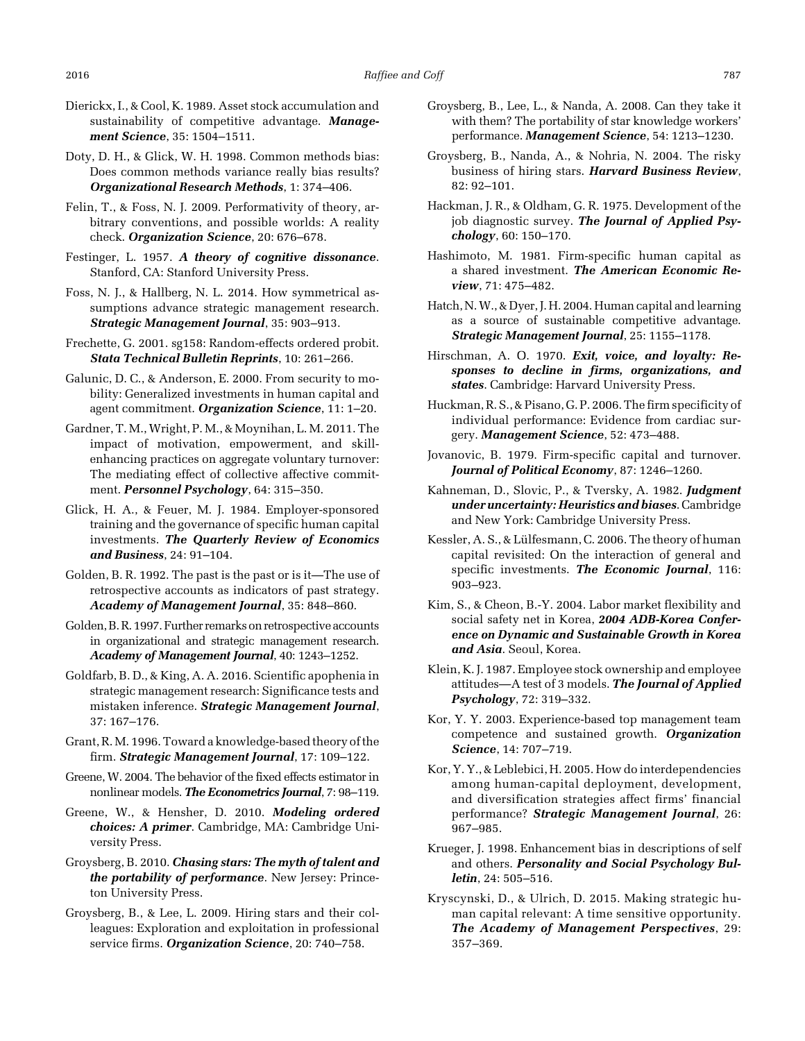Dierickx, I., & Cool, K. 1989. Asset stock accumulation and sustainability of competitive advantage. ***Management Science***, 35: 1504–1511.

Doty, D. H., & Glick, W. H. 1998. Common methods bias: Does common methods variance really bias results? ***Organizational Research Methods***, 1: 374–406.

Felin, T., & Foss, N. J. 2009. Performativity of theory, arbitrary conventions, and possible worlds: A reality check. ***Organization Science***, 20: 676–678.

Festinger, L. 1957. ***A theory of cognitive dissonance***. Stanford, CA: Stanford University Press.

Foss, N. J., & Hallberg, N. L. 2014. How symmetrical assumptions advance strategic management research. ***Strategic Management Journal***, 35: 903–913.

Frechette, G. 2001. sg158: Random-effects ordered probit. ***Stata Technical Bulletin Reprints***, 10: 261–266.

Galunic, D. C., & Anderson, E. 2000. From security to mobility: Generalized investments in human capital and agent commitment. ***Organization Science***, 11: 1–20.

Gardner, T. M., Wright, P. M., & Moynihan, L. M. 2011. The impact of motivation, empowerment, and skill-enhancing practices on aggregate voluntary turnover: The mediating effect of collective affective commitment. ***Personnel Psychology***, 64: 315–350.

Glick, H. A., & Feuer, M. J. 1984. Employer-sponsored training and the governance of specific human capital investments. ***The Quarterly Review of Economics and Business***, 24: 91–104.

Golden, B. R. 1992. The past is the past or is it—The use of retrospective accounts as indicators of past strategy. ***Academy of Management Journal***, 35: 848–860.

Golden, B. R. 1997. Further remarks on retrospective accounts in organizational and strategic management research. ***Academy of Management Journal***, 40: 1243–1252.

Goldfarb, B. D., & King, A. A. 2016. Scientific apophenia in strategic management research: Significance tests and mistaken inference. ***Strategic Management Journal***, 37: 167–176.

Grant, R. M. 1996. Toward a knowledge-based theory of the firm. ***Strategic Management Journal***, 17: 109–122.

Greene, W. 2004. The behavior of the fixed effects estimator in nonlinear models. ***The Econometrics Journal***, 7: 98–119.

Greene, W., & Hensher, D. 2010. ***Modeling ordered choices: A primer***. Cambridge, MA: Cambridge University Press.

Groysberg, B. 2010. ***Chasing stars: The myth of talent and the portability of performance***. New Jersey: Princeton University Press.

Groysberg, B., & Lee, L. 2009. Hiring stars and their colleagues: Exploration and exploitation in professional service firms. ***Organization Science***, 20: 740–758.

Groysberg, B., Lee, L., & Nanda, A. 2008. Can they take it with them? The portability of star knowledge workers' performance. ***Management Science***, 54: 1213–1230.

Groysberg, B., Nanda, A., & Nohria, N. 2004. The risky business of hiring stars. ***Harvard Business Review***, 82: 92–101.

Hackman, J. R., & Oldham, G. R. 1975. Development of the job diagnostic survey. ***The Journal of Applied Psychology***, 60: 150–170.

Hashimoto, M. 1981. Firm-specific human capital as a shared investment. ***The American Economic Review***, 71: 475–482.

Hatch, N. W., & Dyer, J. H. 2004. Human capital and learning as a source of sustainable competitive advantage. ***Strategic Management Journal***, 25: 1155–1178.

Hirschman, A. O. 1970. ***Exit, voice, and loyalty: Responses to decline in firms, organizations, and states***. Cambridge: Harvard University Press.

Huckman, R. S., & Pisano, G. P. 2006. The firm specificity of individual performance: Evidence from cardiac surgery. ***Management Science***, 52: 473–488.

Jovanovic, B. 1979. Firm-specific capital and turnover. ***Journal of Political Economy***, 87: 1246–1260.

Kahneman, D., Slovic, P., & Tversky, A. 1982. ***Judgment under uncertainty: Heuristics and biases***. Cambridge and New York: Cambridge University Press.

Kessler, A. S., & Lülfesmann, C. 2006. The theory of human capital revisited: On the interaction of general and specific investments. ***The Economic Journal***, 116: 903–923.

Kim, S., & Cheon, B.-Y. 2004. Labor market flexibility and social safety net in Korea, ***2004 ADB-Korea Conference on Dynamic and Sustainable Growth in Korea and Asia***. Seoul, Korea.

Klein, K. J. 1987. Employee stock ownership and employee attitudes—A test of 3 models. ***The Journal of Applied Psychology***, 72: 319–332.

Kor, Y. Y. 2003. Experience-based top management team competence and sustained growth. ***Organization Science***, 14: 707–719.

Kor, Y. Y., & Leblebici, H. 2005. How do interdependencies among human-capital deployment, development, and diversification strategies affect firms' financial performance? ***Strategic Management Journal***, 26: 967–985.

Krueger, J. 1998. Enhancement bias in descriptions of self and others. ***Personality and Social Psychology Bulletin***, 24: 505–516.

Kryscynski, D., & Ulrich, D. 2015. Making strategic human capital relevant: A time sensitive opportunity. ***The Academy of Management Perspectives***, 29: 357–369.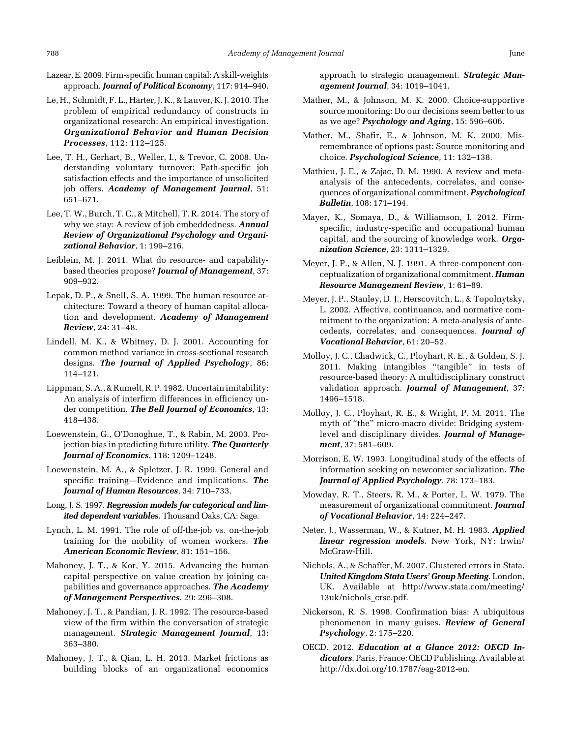Lazear, E. 2009. Firm-specific human capital: A skill-weights approach. ***Journal of Political Economy***, 117: 914–940.

Le, H., Schmidt, F. L., Harter, J. K., & Lauver, K. J. 2010. The problem of empirical redundancy of constructs in organizational research: An empirical investigation. ***Organizational Behavior and Human Decision Processes***, 112: 112–125.

Lee, T. H., Gerhart, B., Weller, I., & Trevor, C. 2008. Understanding voluntary turnover: Path-specific job satisfaction effects and the importance of unsolicited job offers. ***Academy of Management Journal***, 51: 651–671.

Lee, T. W., Burch, T. C., & Mitchell, T. R. 2014. The story of why we stay: A review of job embeddedness. ***Annual Review of Organizational Psychology and Organizational Behavior***, 1: 199–216.

Leiblein, M. J. 2011. What do resource- and capability-based theories propose? ***Journal of Management***, 37: 909–932.

Lepak, D. P., & Snell, S. A. 1999. The human resource architecture: Toward a theory of human capital allocation and development. ***Academy of Management Review***, 24: 31–48.

Lindell, M. K., & Whitney, D. J. 2001. Accounting for common method variance in cross-sectional research designs. ***The Journal of Applied Psychology***, 86: 114–121.

Lippman, S. A., & Rumelt, R. P. 1982. Uncertain imitability: An analysis of interfirm differences in efficiency under competition. ***The Bell Journal of Economics***, 13: 418–438.

Loewenstein, G., O'Donoghue, T., & Rabin, M. 2003. Projection bias in predicting future utility. ***The Quarterly Journal of Economics***, 118: 1209–1248.

Loewenstein, M. A., & Spletzer, J. R. 1999. General and specific training—Evidence and implications. ***The Journal of Human Resources***, 34: 710–733.

Long, J. S. 1997. ***Regression models for categorical and limited dependent variables***. Thousand Oaks, CA: Sage.

Lynch, L. M. 1991. The role of off-the-job vs. on-the-job training for the mobility of women workers. ***The American Economic Review***, 81: 151–156.

Mahoney, J. T., & Kor, Y. 2015. Advancing the human capital perspective on value creation by joining capabilities and governance approaches. ***The Academy of Management Perspectives***, 29: 296–308.

Mahoney, J. T., & Pandian, J. R. 1992. The resource-based view of the firm within the conversation of strategic management. ***Strategic Management Journal***, 13: 363–380.

Mahoney, J. T., & Qian, L. H. 2013. Market frictions as building blocks of an organizational economics approach to strategic management. ***Strategic Management Journal***, 34: 1019–1041.

Mather, M., & Johnson, M. K. 2000. Choice-supportive source monitoring: Do our decisions seem better to us as we age? ***Psychology and Aging***, 15: 596–606.

Mather, M., Shafir, E., & Johnson, M. K. 2000. Misremembrance of options past: Source monitoring and choice. ***Psychological Science***, 11: 132–138.

Mathieu, J. E., & Zajac, D. M. 1990. A review and meta-analysis of the antecedents, correlates, and consequences of organizational commitment. ***Psychological Bulletin***, 108: 171–194.

Mayer, K., Somaya, D., & Williamson, I. 2012. Firm-specific, industry-specific and occupational human capital, and the sourcing of knowledge work. ***Organization Science***, 23: 1311–1329.

Meyer, J. P., & Allen, N. J. 1991. A three-component conceptualization of organizational commitment. ***Human Resource Management Review***, 1: 61–89.

Meyer, J. P., Stanley, D. J., Herscovitch, L., & Topolnytsky, L. 2002. Affective, continuance, and normative commitment to the organization: A meta-analysis of antecedents, correlates, and consequences. ***Journal of Vocational Behavior***, 61: 20–52.

Molloy, J. C., Chadwick, C., Ployhart, R. E., & Golden, S. J. 2011. Making intangibles "tangible" in tests of resource-based theory: A multidisciplinary construct validation approach. ***Journal of Management***, 37: 1496–1518.

Molloy, J. C., Ployhart, R. E., & Wright, P. M. 2011. The myth of "the" micro-macro divide: Bridging system-level and disciplinary divides. ***Journal of Management***, 37: 581–609.

Morrison, E. W. 1993. Longitudinal study of the effects of information seeking on newcomer socialization. ***The Journal of Applied Psychology***, 78: 173–183.

Mowday, R. T., Steers, R. M., & Porter, L. W. 1979. The measurement of organizational commitment. ***Journal of Vocational Behavior***, 14: 224–247.

Neter, J., Wasserman, W., & Kutner, M. H. 1983. ***Applied linear regression models***. New York, NY: Irwin/McGraw-Hill.

Nichols, A., & Schaffer, M. 2007. Clustered errors in Stata. ***United Kingdom Stata Users' Group Meeting***. London, UK. Available at http://www.stata.com/meeting/13uk/nichols_crse.pdf.

Nickerson, R. S. 1998. Confirmation bias: A ubiquitous phenomenon in many guises. ***Review of General Psychology***, 2: 175–220.

OECD. 2012. ***Education at a Glance 2012: OECD Indicators***. Paris, France: OECD Publishing. Available at http://dx.doi.org/10.1787/eag-2012-en.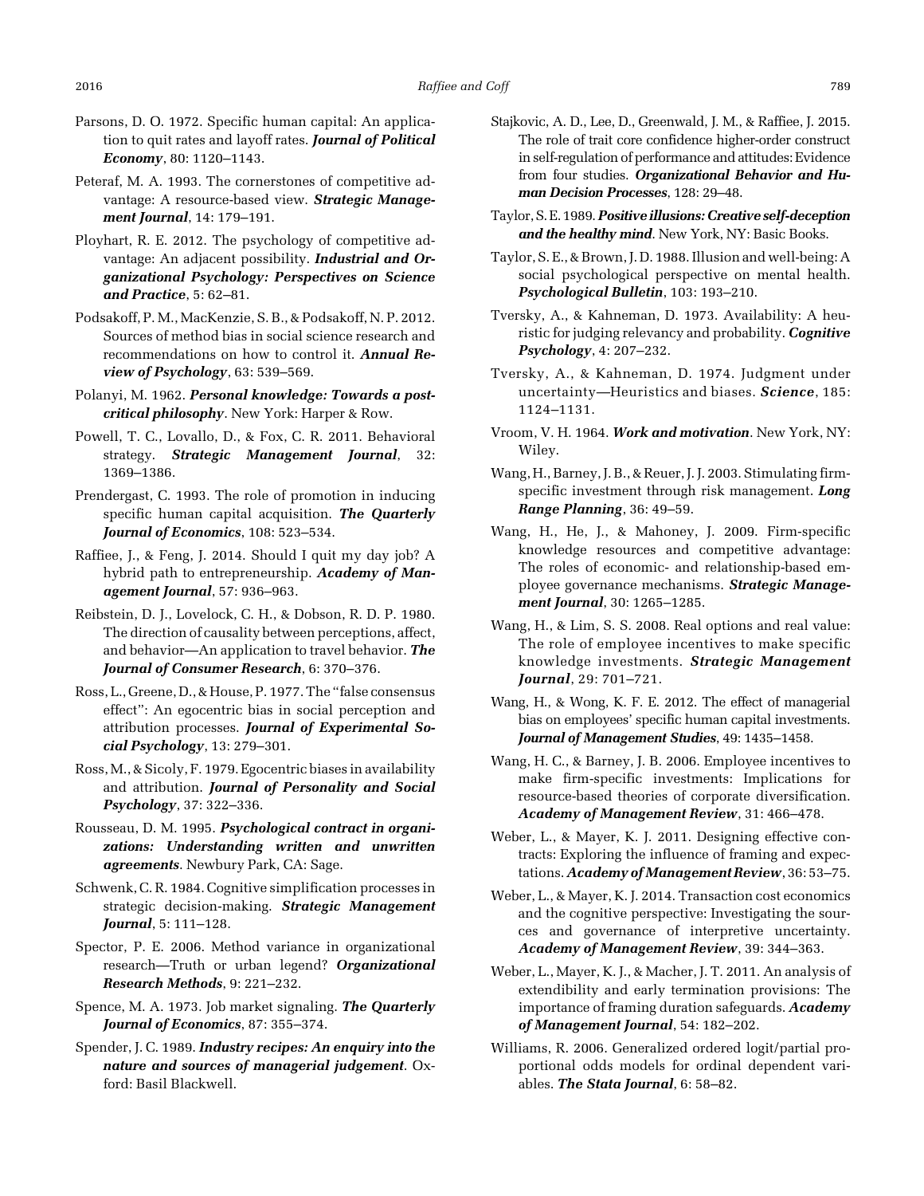Parsons, D. O. 1972. Specific human capital: An application to quit rates and layoff rates. ***Journal of Political Economy***, 80: 1120–1143.

Peteraf, M. A. 1993. The cornerstones of competitive advantage: A resource-based view. ***Strategic Management Journal***, 14: 179–191.

Ployhart, R. E. 2012. The psychology of competitive advantage: An adjacent possibility. ***Industrial and Organizational Psychology: Perspectives on Science and Practice***, 5: 62–81.

Podsakoff, P. M., MacKenzie, S. B., & Podsakoff, N. P. 2012. Sources of method bias in social science research and recommendations on how to control it. ***Annual Review of Psychology***, 63: 539–569.

Polanyi, M. 1962. ***Personal knowledge: Towards a post-critical philosophy***. New York: Harper & Row.

Powell, T. C., Lovallo, D., & Fox, C. R. 2011. Behavioral strategy. ***Strategic Management Journal***, 32: 1369–1386.

Prendergast, C. 1993. The role of promotion in inducing specific human capital acquisition. ***The Quarterly Journal of Economics***, 108: 523–534.

Raffiee, J., & Feng, J. 2014. Should I quit my day job? A hybrid path to entrepreneurship. ***Academy of Management Journal***, 57: 936–963.

Reibstein, D. J., Lovelock, C. H., & Dobson, R. D. P. 1980. The direction of causality between perceptions, affect, and behavior—An application to travel behavior. ***The Journal of Consumer Research***, 6: 370–376.

Ross, L., Greene, D., & House, P. 1977. The "false consensus effect": An egocentric bias in social perception and attribution processes. ***Journal of Experimental Social Psychology***, 13: 279–301.

Ross, M., & Sicoly, F. 1979. Egocentric biases in availability and attribution. ***Journal of Personality and Social Psychology***, 37: 322–336.

Rousseau, D. M. 1995. ***Psychological contract in organizations: Understanding written and unwritten agreements***. Newbury Park, CA: Sage.

Schwenk, C. R. 1984. Cognitive simplification processes in strategic decision-making. ***Strategic Management Journal***, 5: 111–128.

Spector, P. E. 2006. Method variance in organizational research—Truth or urban legend? ***Organizational Research Methods***, 9: 221–232.

Spence, M. A. 1973. Job market signaling. ***The Quarterly Journal of Economics***, 87: 355–374.

Spender, J. C. 1989. ***Industry recipes: An enquiry into the nature and sources of managerial judgement***. Oxford: Basil Blackwell.

Stajkovic, A. D., Lee, D., Greenwald, J. M., & Raffiee, J. 2015. The role of trait core confidence higher-order construct in self-regulation of performance and attitudes: Evidence from four studies. ***Organizational Behavior and Human Decision Processes***, 128: 29–48.

Taylor, S. E. 1989. ***Positive illusions: Creative self-deception and the healthy mind***. New York, NY: Basic Books.

Taylor, S. E., & Brown, J. D. 1988. Illusion and well-being: A social psychological perspective on mental health. ***Psychological Bulletin***, 103: 193–210.

Tversky, A., & Kahneman, D. 1973. Availability: A heuristic for judging relevancy and probability. ***Cognitive Psychology***, 4: 207–232.

Tversky, A., & Kahneman, D. 1974. Judgment under uncertainty—Heuristics and biases. ***Science***, 185: 1124–1131.

Vroom, V. H. 1964. ***Work and motivation***. New York, NY: Wiley.

Wang, H., Barney, J. B., & Reuer, J. J. 2003. Stimulating firm-specific investment through risk management. ***Long Range Planning***, 36: 49–59.

Wang, H., He, J., & Mahoney, J. 2009. Firm-specific knowledge resources and competitive advantage: The roles of economic- and relationship-based employee governance mechanisms. ***Strategic Management Journal***, 30: 1265–1285.

Wang, H., & Lim, S. S. 2008. Real options and real value: The role of employee incentives to make specific knowledge investments. ***Strategic Management Journal***, 29: 701–721.

Wang, H., & Wong, K. F. E. 2012. The effect of managerial bias on employees' specific human capital investments. ***Journal of Management Studies***, 49: 1435–1458.

Wang, H. C., & Barney, J. B. 2006. Employee incentives to make firm-specific investments: Implications for resource-based theories of corporate diversification. ***Academy of Management Review***, 31: 466–478.

Weber, L., & Mayer, K. J. 2011. Designing effective contracts: Exploring the influence of framing and expectations. ***Academy of Management Review***, 36: 53–75.

Weber, L., & Mayer, K. J. 2014. Transaction cost economics and the cognitive perspective: Investigating the sources and governance of interpretive uncertainty. ***Academy of Management Review***, 39: 344–363.

Weber, L., Mayer, K. J., & Macher, J. T. 2011. An analysis of extendibility and early termination provisions: The importance of framing duration safeguards. ***Academy of Management Journal***, 54: 182–202.

Williams, R. 2006. Generalized ordered logit/partial proportional odds models for ordinal dependent variables. ***The Stata Journal***, 6: 58–82.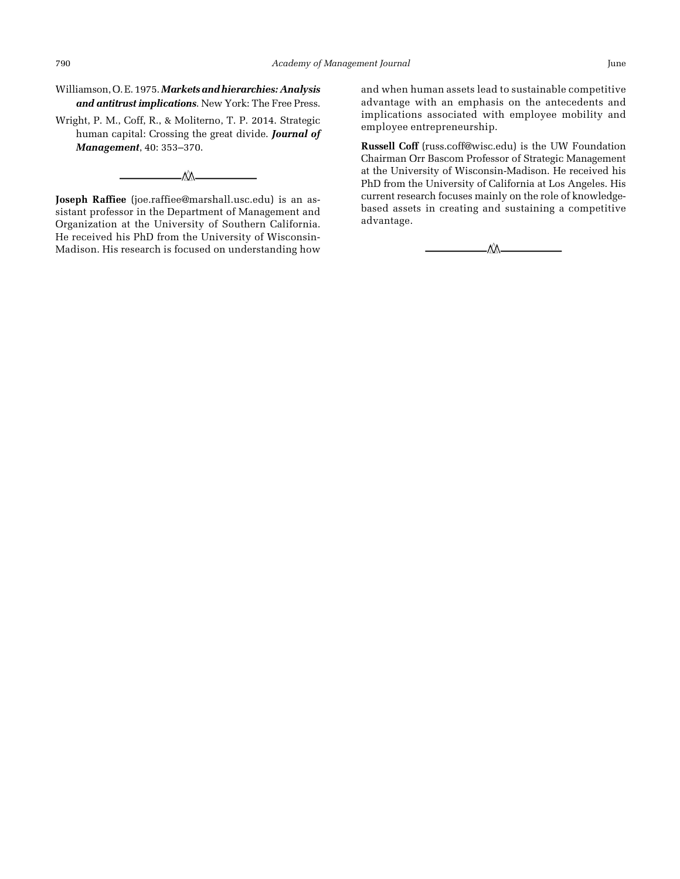Williamson, O. E. 1975. ***Markets and hierarchies: Analysis and antitrust implications***. New York: The Free Press.

Wright, P. M., Coff, R., & Moliterno, T. P. 2014. Strategic human capital: Crossing the great divide. ***Journal of Management***, 40: 353–370.

---

**Joseph Raffiee** (joe.raffiee@marshall.usc.edu) is an assistant professor in the Department of Management and Organization at the University of Southern California. He received his PhD from the University of Wisconsin-Madison. His research is focused on understanding how and when human assets lead to sustainable competitive advantage with an emphasis on the antecedents and implications associated with employee mobility and employee entrepreneurship.

**Russell Coff** (russ.coff@wisc.edu) is the UW Foundation Chairman Orr Bascom Professor of Strategic Management at the University of Wisconsin-Madison. He received his PhD from the University of California at Los Angeles. His current research focuses mainly on the role of knowledge-based assets in creating and sustaining a competitive advantage.

---